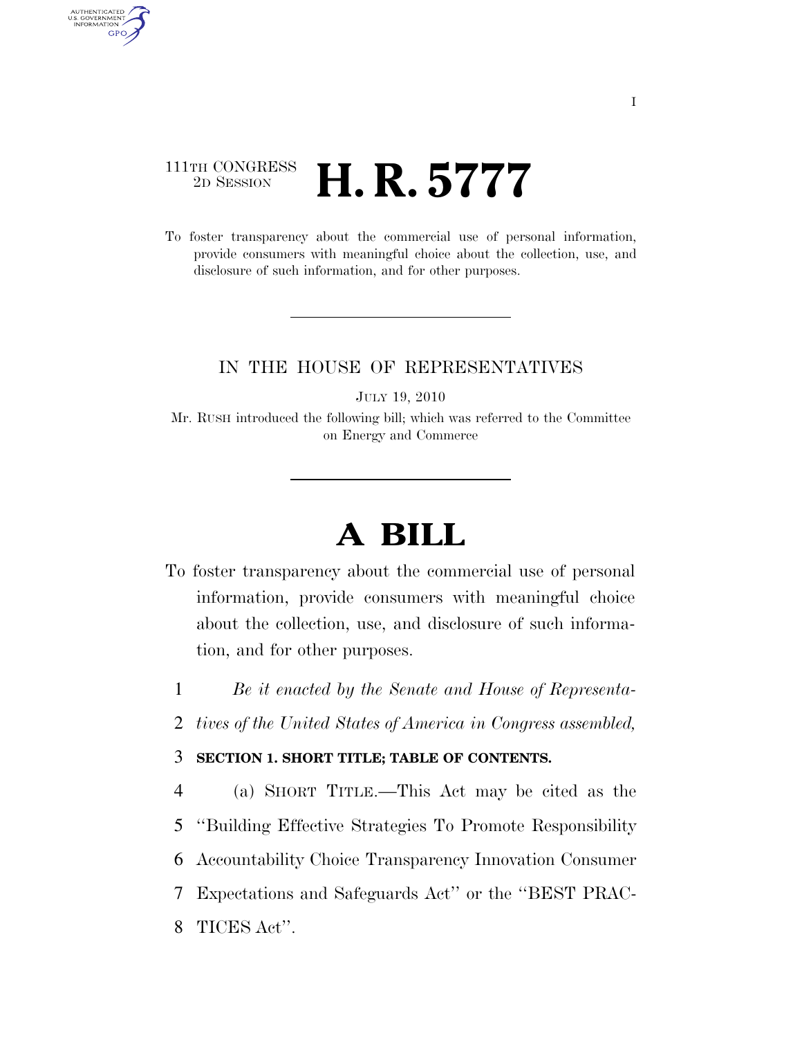111TH CONGRESS
2D SESSION

# H. R. 5777

To foster transparency about the commercial use of personal information, provide consumers with meaningful choice about the collection, use, and disclosure of such information, and for other purposes.

---

IN THE HOUSE OF REPRESENTATIVES

JULY 19, 2010

Mr. RUSH introduced the following bill; which was referred to the Committee on Energy and Commerce

---

# A BILL

To foster transparency about the commercial use of personal information, provide consumers with meaningful choice about the collection, use, and disclosure of such information, and for other purposes.

1 *Be it enacted by the Senate and House of Representa-*
2 *tives of the United States of America in Congress assembled,*

3 **SECTION 1. SHORT TITLE; TABLE OF CONTENTS.**

4 (a) SHORT TITLE.—This Act may be cited as the
5 ''Building Effective Strategies To Promote Responsibility
6 Accountability Choice Transparency Innovation Consumer
7 Expectations and Safeguards Act'' or the ''BEST PRAC-
8 TICES Act''.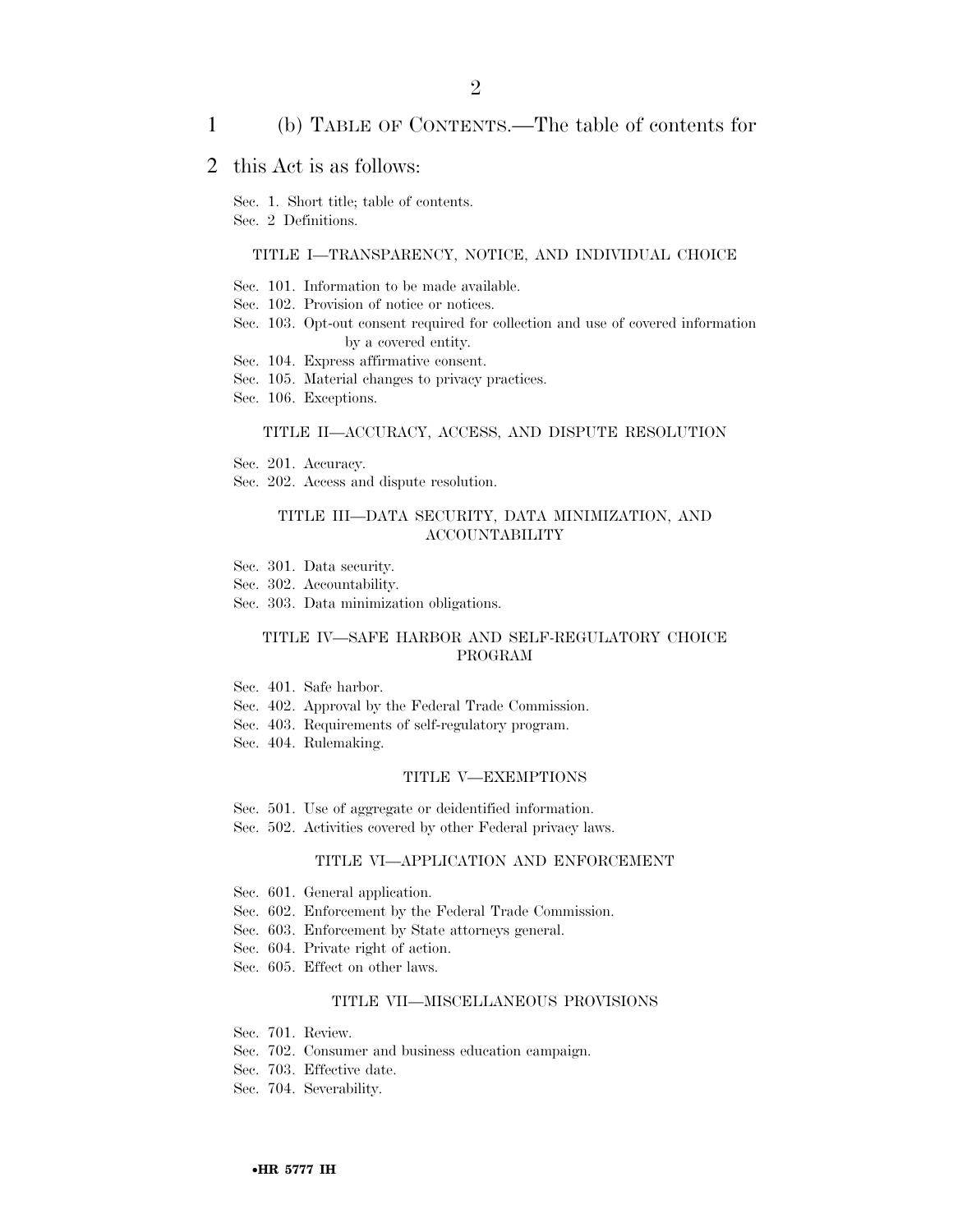(b) TABLE OF CONTENTS.—The table of contents for this Act is as follows:

Sec. 1. Short title; table of contents.
Sec. 2 Definitions.

TITLE I—TRANSPARENCY, NOTICE, AND INDIVIDUAL CHOICE

Sec. 101. Information to be made available.
Sec. 102. Provision of notice or notices.
Sec. 103. Opt-out consent required for collection and use of covered information by a covered entity.
Sec. 104. Express affirmative consent.
Sec. 105. Material changes to privacy practices.
Sec. 106. Exceptions.

TITLE II—ACCURACY, ACCESS, AND DISPUTE RESOLUTION

Sec. 201. Accuracy.
Sec. 202. Access and dispute resolution.

TITLE III—DATA SECURITY, DATA MINIMIZATION, AND ACCOUNTABILITY

Sec. 301. Data security.
Sec. 302. Accountability.
Sec. 303. Data minimization obligations.

TITLE IV—SAFE HARBOR AND SELF-REGULATORY CHOICE PROGRAM

Sec. 401. Safe harbor.
Sec. 402. Approval by the Federal Trade Commission.
Sec. 403. Requirements of self-regulatory program.
Sec. 404. Rulemaking.

TITLE V—EXEMPTIONS

Sec. 501. Use of aggregate or deidentified information.
Sec. 502. Activities covered by other Federal privacy laws.

TITLE VI—APPLICATION AND ENFORCEMENT

Sec. 601. General application.
Sec. 602. Enforcement by the Federal Trade Commission.
Sec. 603. Enforcement by State attorneys general.
Sec. 604. Private right of action.
Sec. 605. Effect on other laws.

TITLE VII—MISCELLANEOUS PROVISIONS

Sec. 701. Review.
Sec. 702. Consumer and business education campaign.
Sec. 703. Effective date.
Sec. 704. Severability.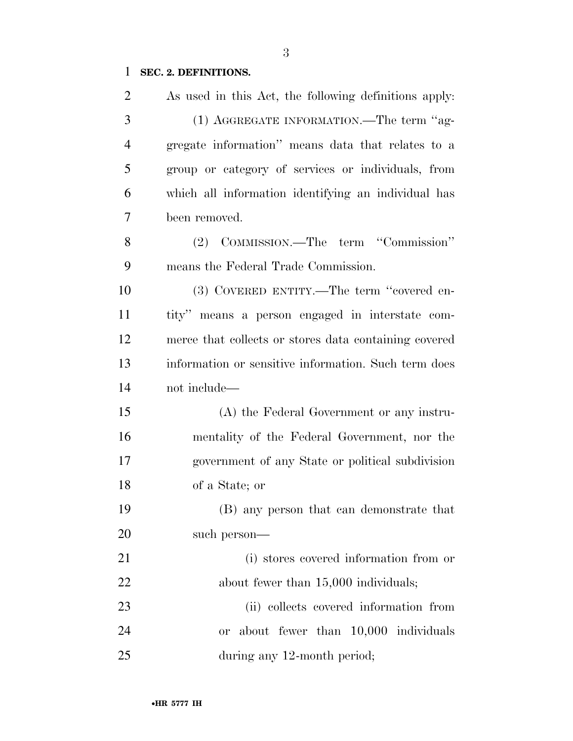**SEC. 2. DEFINITIONS.**

As used in this Act, the following definitions apply:

(1) AGGREGATE INFORMATION.—The term "aggregate information" means data that relates to a group or category of services or individuals, from which all information identifying an individual has been removed.

(2) COMMISSION.—The term "Commission" means the Federal Trade Commission.

(3) COVERED ENTITY.—The term "covered entity" means a person engaged in interstate commerce that collects or stores data containing covered information or sensitive information. Such term does not include—

(A) the Federal Government or any instrumentality of the Federal Government, nor the government of any State or political subdivision of a State; or

(B) any person that can demonstrate that such person—

(i) stores covered information from or about fewer than 15,000 individuals;

(ii) collects covered information from or about fewer than 10,000 individuals during any 12-month period;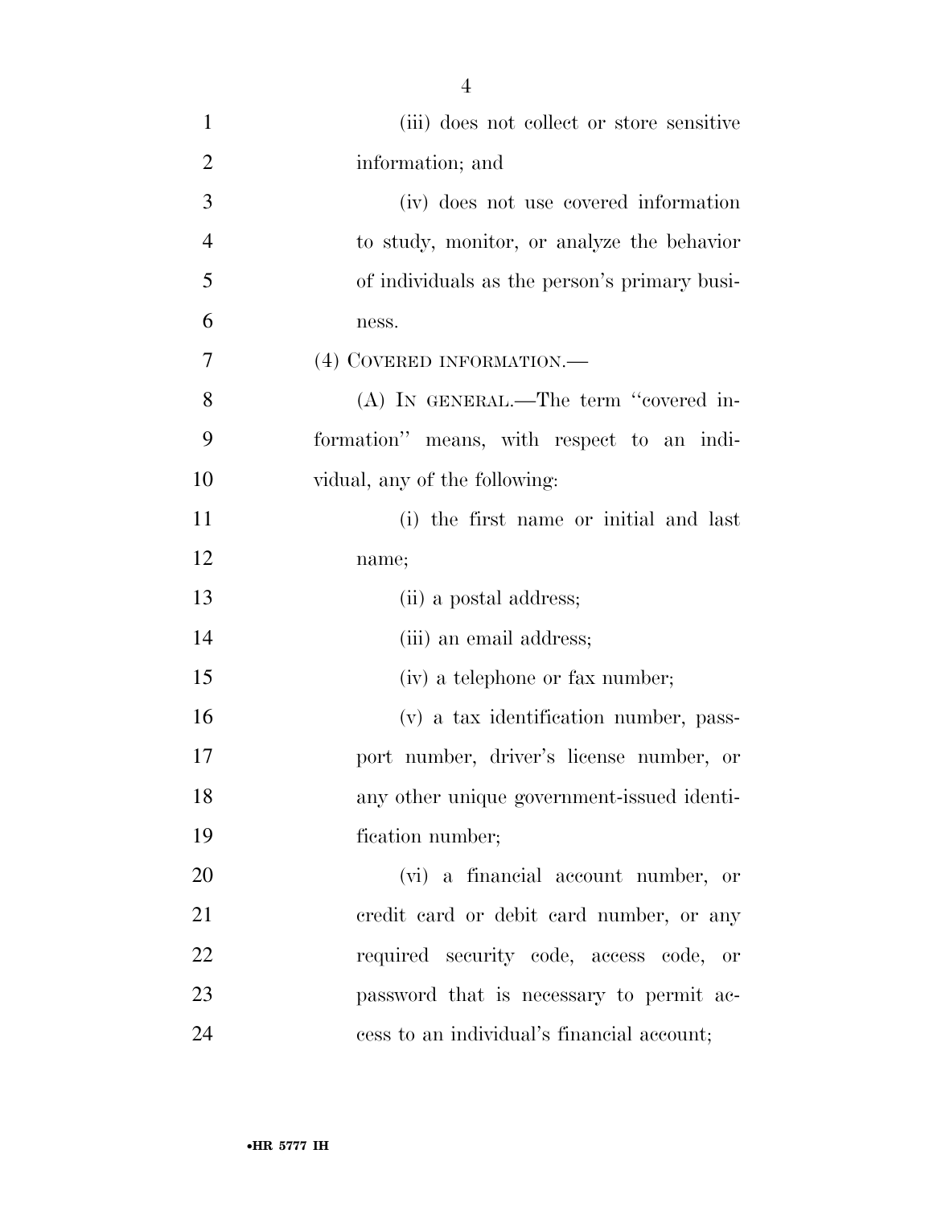(iii) does not collect or store sensitive information; and

(iv) does not use covered information to study, monitor, or analyze the behavior of individuals as the person's primary business.

(4) COVERED INFORMATION.—

(A) IN GENERAL.—The term ''covered information'' means, with respect to an individual, any of the following:

(i) the first name or initial and last name;

(ii) a postal address;

(iii) an email address;

(iv) a telephone or fax number;

(v) a tax identification number, passport number, driver's license number, or any other unique government-issued identification number;

(vi) a financial account number, or credit card or debit card number, or any required security code, access code, or password that is necessary to permit access to an individual's financial account;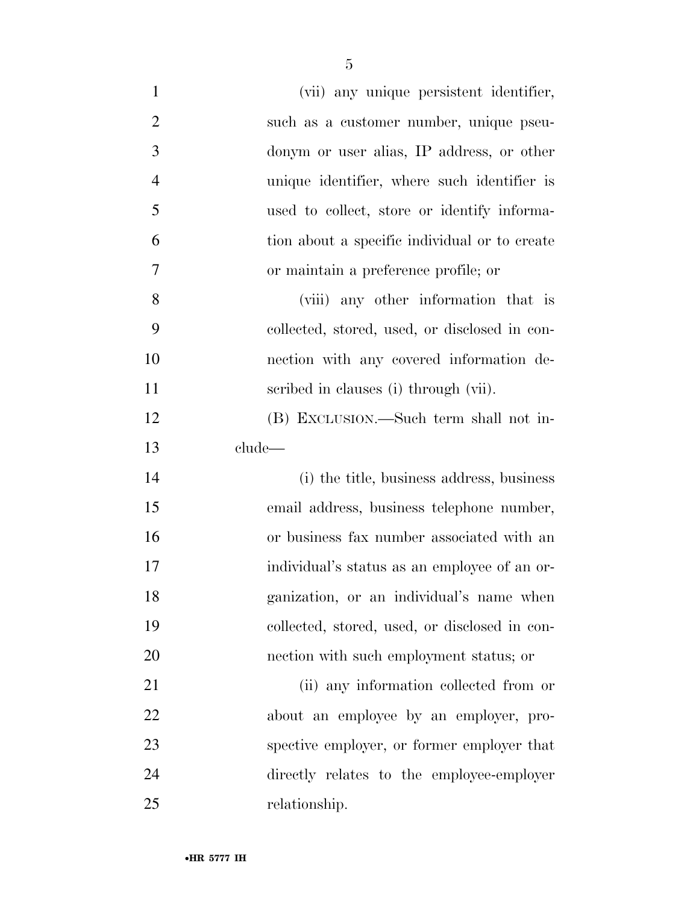(vii) any unique persistent identifier, such as a customer number, unique pseudonym or user alias, IP address, or other unique identifier, where such identifier is used to collect, store or identify information about a specific individual or to create or maintain a preference profile; or

(viii) any other information that is collected, stored, used, or disclosed in connection with any covered information described in clauses (i) through (vii).

(B) EXCLUSION.—Such term shall not include—

(i) the title, business address, business email address, business telephone number, or business fax number associated with an individual's status as an employee of an organization, or an individual's name when collected, stored, used, or disclosed in connection with such employment status; or

(ii) any information collected from or about an employee by an employer, prospective employer, or former employer that directly relates to the employee-employer relationship.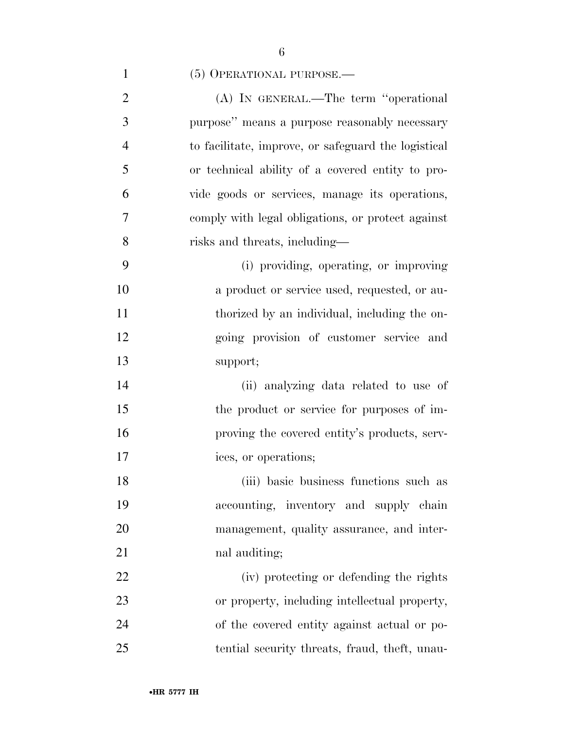(5) OPERATIONAL PURPOSE.—

(A) IN GENERAL.—The term "operational purpose" means a purpose reasonably necessary to facilitate, improve, or safeguard the logistical or technical ability of a covered entity to provide goods or services, manage its operations, comply with legal obligations, or protect against risks and threats, including—

(i) providing, operating, or improving a product or service used, requested, or authorized by an individual, including the ongoing provision of customer service and support;

(ii) analyzing data related to use of the product or service for purposes of improving the covered entity's products, services, or operations;

(iii) basic business functions such as accounting, inventory and supply chain management, quality assurance, and internal auditing;

(iv) protecting or defending the rights or property, including intellectual property, of the covered entity against actual or potential security threats, fraud, theft, unau-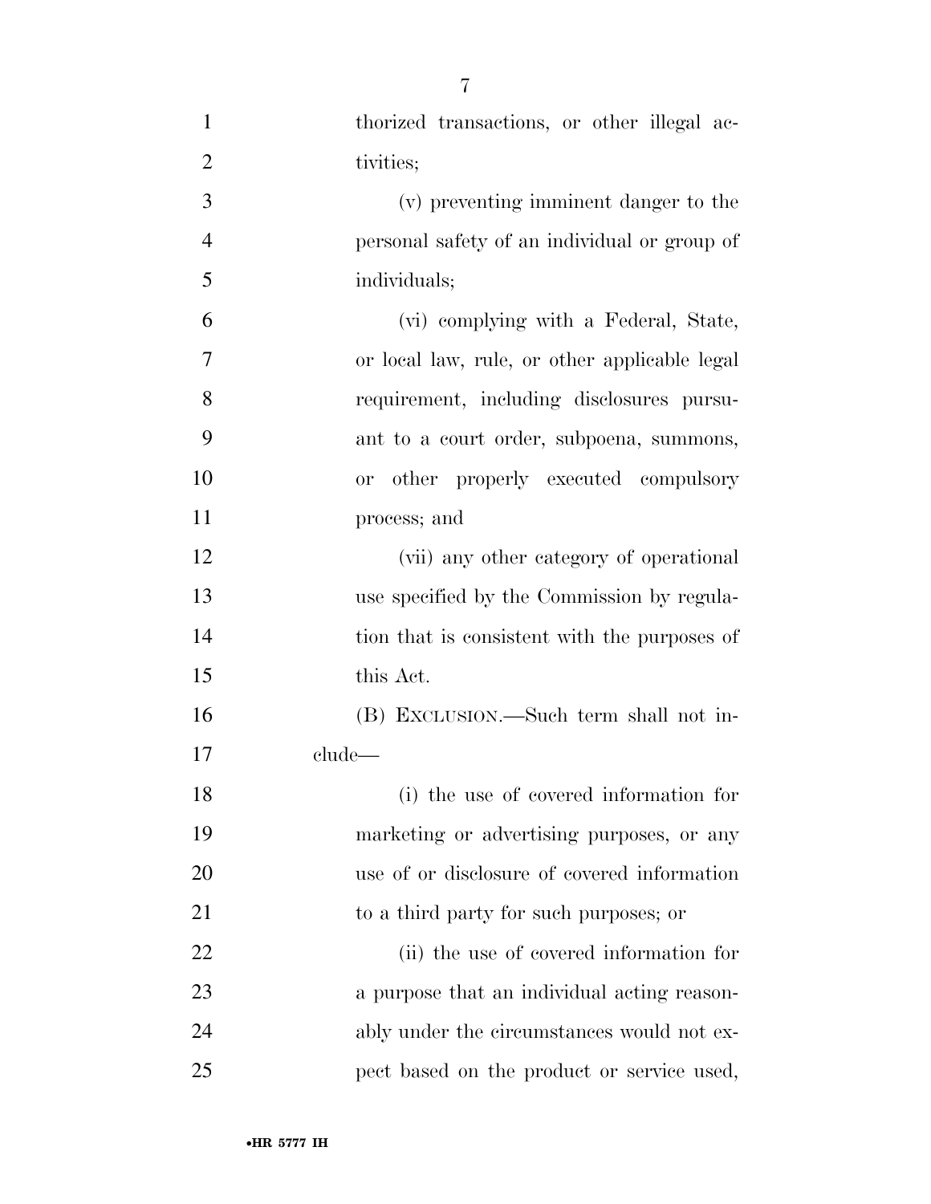thorized transactions, or other illegal activities;

(v) preventing imminent danger to the personal safety of an individual or group of individuals;

(vi) complying with a Federal, State, or local law, rule, or other applicable legal requirement, including disclosures pursuant to a court order, subpoena, summons, or other properly executed compulsory process; and

(vii) any other category of operational use specified by the Commission by regulation that is consistent with the purposes of this Act.

(B) EXCLUSION.—Such term shall not include—

(i) the use of covered information for marketing or advertising purposes, or any use of or disclosure of covered information to a third party for such purposes; or

(ii) the use of covered information for a purpose that an individual acting reasonably under the circumstances would not expect based on the product or service used,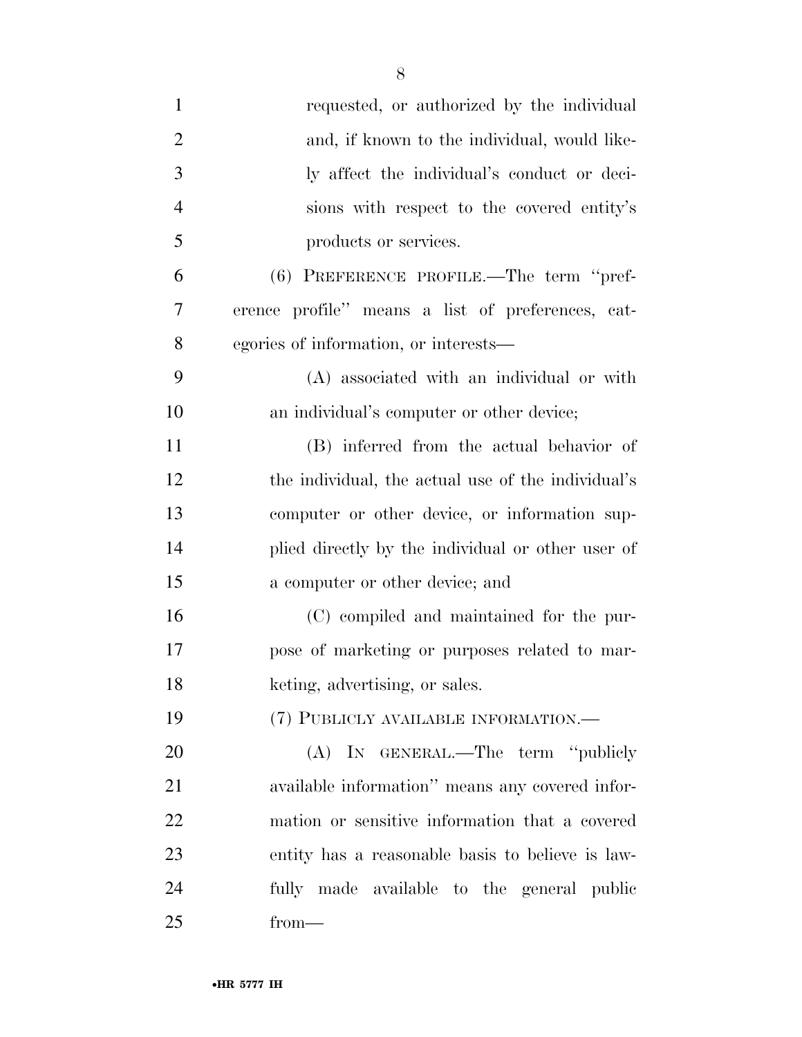requested, or authorized by the individual and, if known to the individual, would likely affect the individual's conduct or decisions with respect to the covered entity's products or services.

(6) PREFERENCE PROFILE.—The term "preference profile" means a list of preferences, categories of information, or interests—

(A) associated with an individual or with an individual's computer or other device;

(B) inferred from the actual behavior of the individual, the actual use of the individual's computer or other device, or information supplied directly by the individual or other user of a computer or other device; and

(C) compiled and maintained for the purpose of marketing or purposes related to marketing, advertising, or sales.

(7) PUBLICLY AVAILABLE INFORMATION.—

(A) IN GENERAL.—The term "publicly available information" means any covered information or sensitive information that a covered entity has a reasonable basis to believe is lawfully made available to the general public from—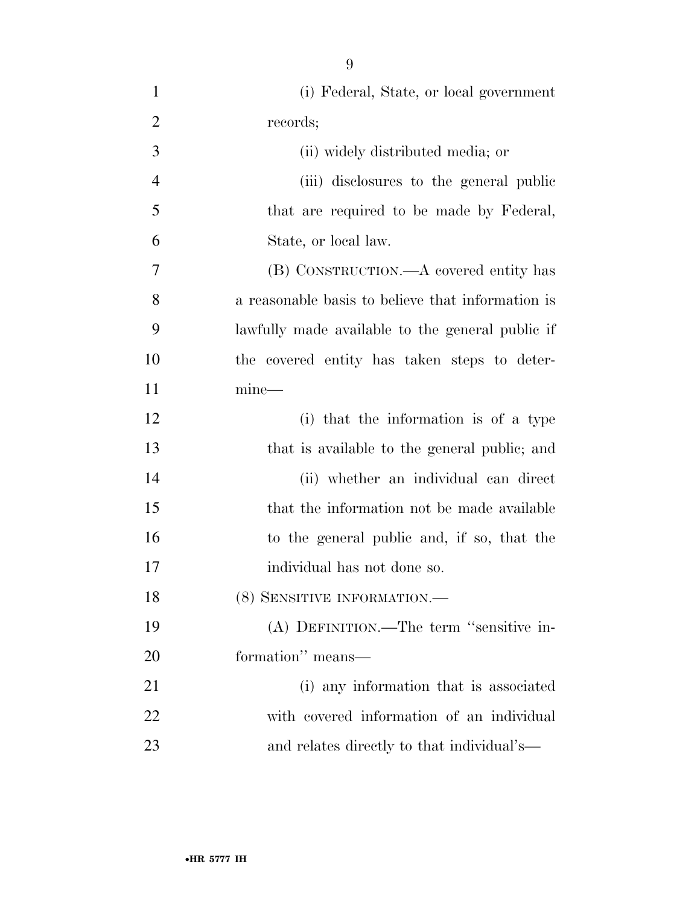(i) Federal, State, or local government records;

(ii) widely distributed media; or

(iii) disclosures to the general public that are required to be made by Federal, State, or local law.

(B) CONSTRUCTION.—A covered entity has a reasonable basis to believe that information is lawfully made available to the general public if the covered entity has taken steps to determine—

(i) that the information is of a type that is available to the general public; and

(ii) whether an individual can direct that the information not be made available to the general public and, if so, that the individual has not done so.

(8) SENSITIVE INFORMATION.—

(A) DEFINITION.—The term ''sensitive information'' means—

(i) any information that is associated with covered information of an individual and relates directly to that individual's—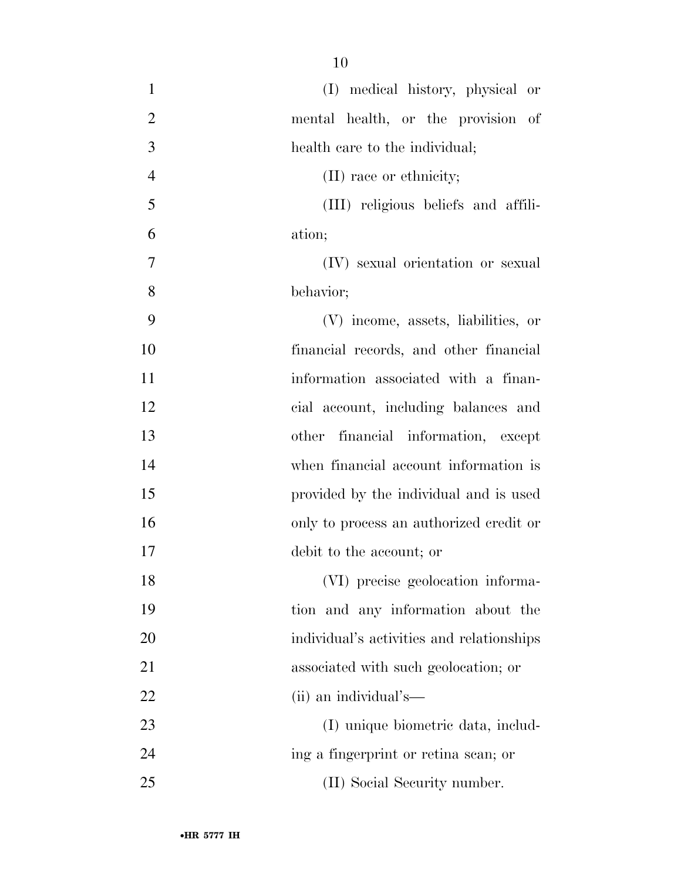(I) medical history, physical or mental health, or the provision of health care to the individual;

(II) race or ethnicity;

(III) religious beliefs and affiliation;

(IV) sexual orientation or sexual behavior;

(V) income, assets, liabilities, or financial records, and other financial information associated with a financial account, including balances and other financial information, except when financial account information is provided by the individual and is used only to process an authorized credit or debit to the account; or

(VI) precise geolocation information and any information about the individual's activities and relationships associated with such geolocation; or

(ii) an individual's—

(I) unique biometric data, including a fingerprint or retina scan; or

(II) Social Security number.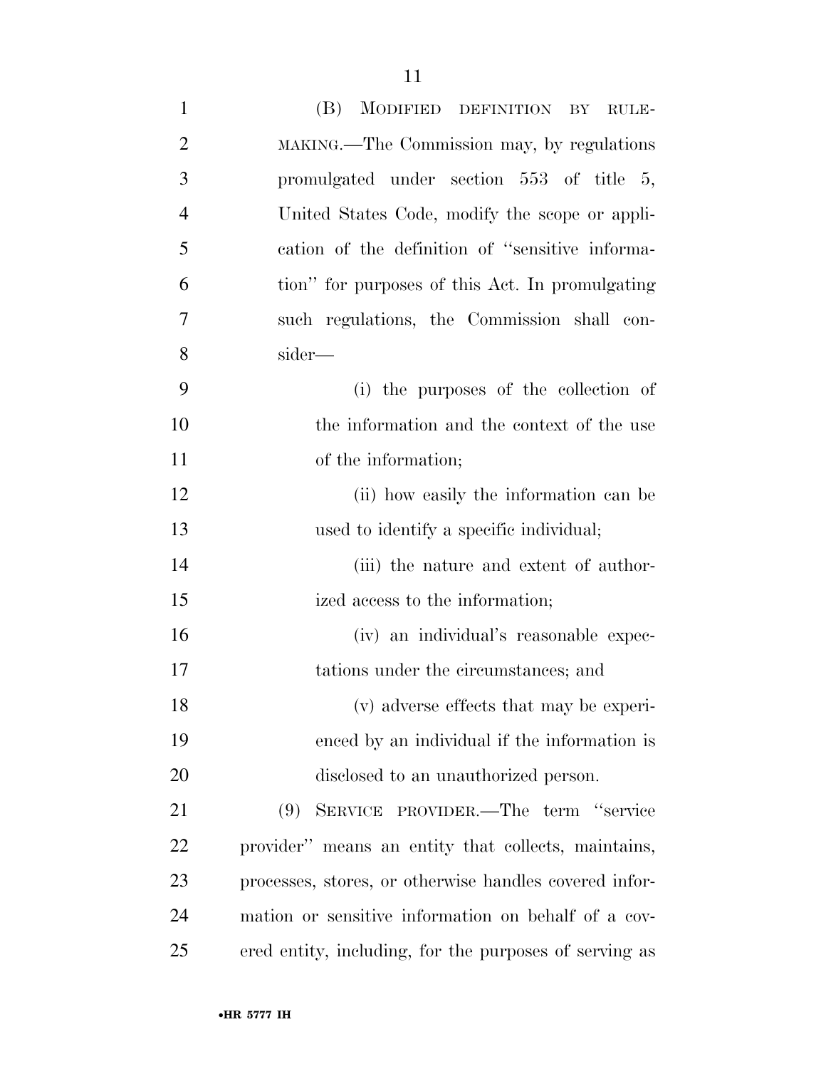(B) MODIFIED DEFINITION BY RULEMAKING.—The Commission may, by regulations promulgated under section 553 of title 5, United States Code, modify the scope or application of the definition of "sensitive information" for purposes of this Act. In promulgating such regulations, the Commission shall consider—

(i) the purposes of the collection of the information and the context of the use of the information;

(ii) how easily the information can be used to identify a specific individual;

(iii) the nature and extent of authorized access to the information;

(iv) an individual's reasonable expectations under the circumstances; and

(v) adverse effects that may be experienced by an individual if the information is disclosed to an unauthorized person.

(9) SERVICE PROVIDER.—The term "service provider" means an entity that collects, maintains, processes, stores, or otherwise handles covered information or sensitive information on behalf of a covered entity, including, for the purposes of serving as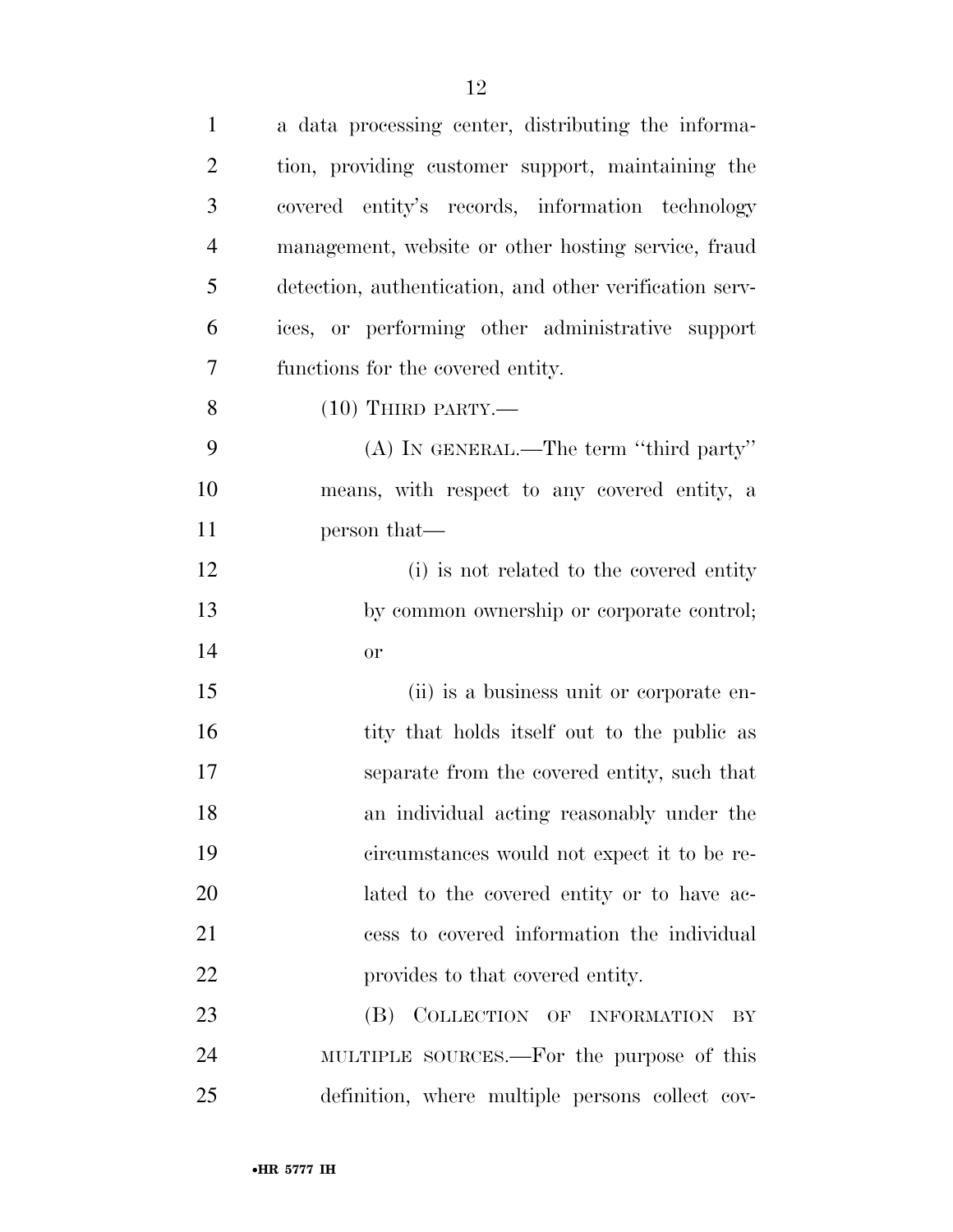a data processing center, distributing the information, providing customer support, maintaining the covered entity's records, information technology management, website or other hosting service, fraud detection, authentication, and other verification services, or performing other administrative support functions for the covered entity.

(10) THIRD PARTY.—

(A) IN GENERAL.—The term ''third party'' means, with respect to any covered entity, a person that—

(i) is not related to the covered entity by common ownership or corporate control; or

(ii) is a business unit or corporate entity that holds itself out to the public as separate from the covered entity, such that an individual acting reasonably under the circumstances would not expect it to be related to the covered entity or to have access to covered information the individual provides to that covered entity.

(B) COLLECTION OF INFORMATION BY MULTIPLE SOURCES.—For the purpose of this definition, where multiple persons collect cov-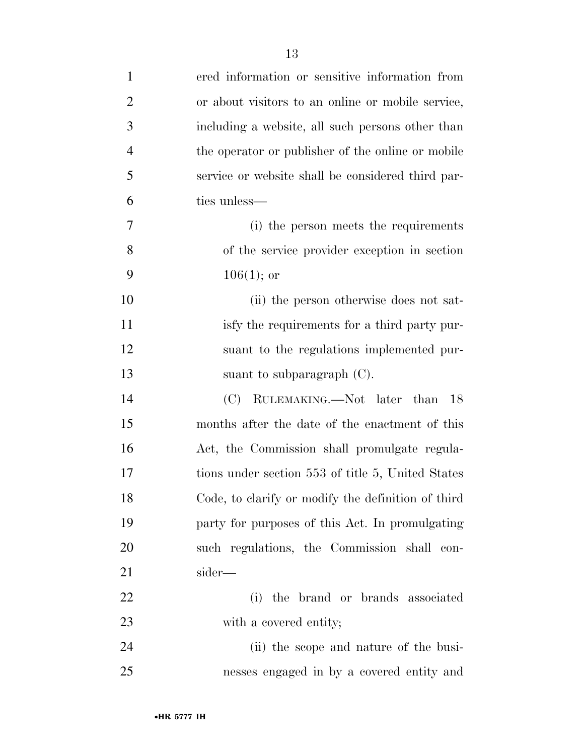ered information or sensitive information from or about visitors to an online or mobile service, including a website, all such persons other than the operator or publisher of the online or mobile service or website shall be considered third parties unless—

(i) the person meets the requirements of the service provider exception in section 106(1); or

(ii) the person otherwise does not satisfy the requirements for a third party pursuant to the regulations implemented pursuant to subparagraph (C).

(C) RULEMAKING.—Not later than 18 months after the date of the enactment of this Act, the Commission shall promulgate regulations under section 553 of title 5, United States Code, to clarify or modify the definition of third party for purposes of this Act. In promulgating such regulations, the Commission shall consider—

(i) the brand or brands associated with a covered entity;

(ii) the scope and nature of the businesses engaged in by a covered entity and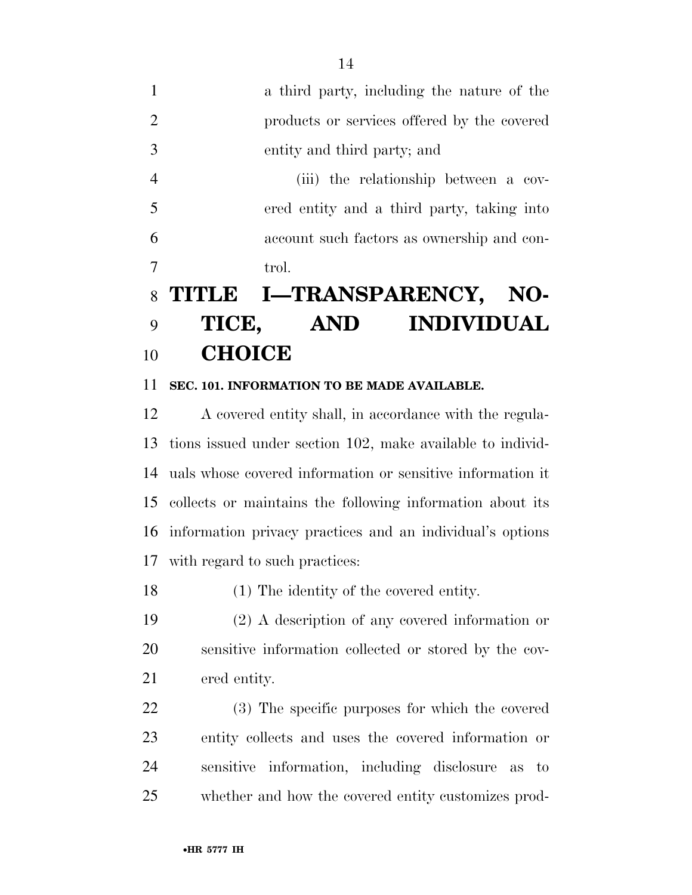a third party, including the nature of the products or services offered by the covered entity and third party; and

(iii) the relationship between a covered entity and a third party, taking into account such factors as ownership and control.

# TITLE I—TRANSPARENCY, NOTICE, AND INDIVIDUAL CHOICE

## SEC. 101. INFORMATION TO BE MADE AVAILABLE.

A covered entity shall, in accordance with the regulations issued under section 102, make available to individuals whose covered information or sensitive information it collects or maintains the following information about its information privacy practices and an individual's options with regard to such practices:

(1) The identity of the covered entity.

(2) A description of any covered information or sensitive information collected or stored by the covered entity.

(3) The specific purposes for which the covered entity collects and uses the covered information or sensitive information, including disclosure as to whether and how the covered entity customizes prod-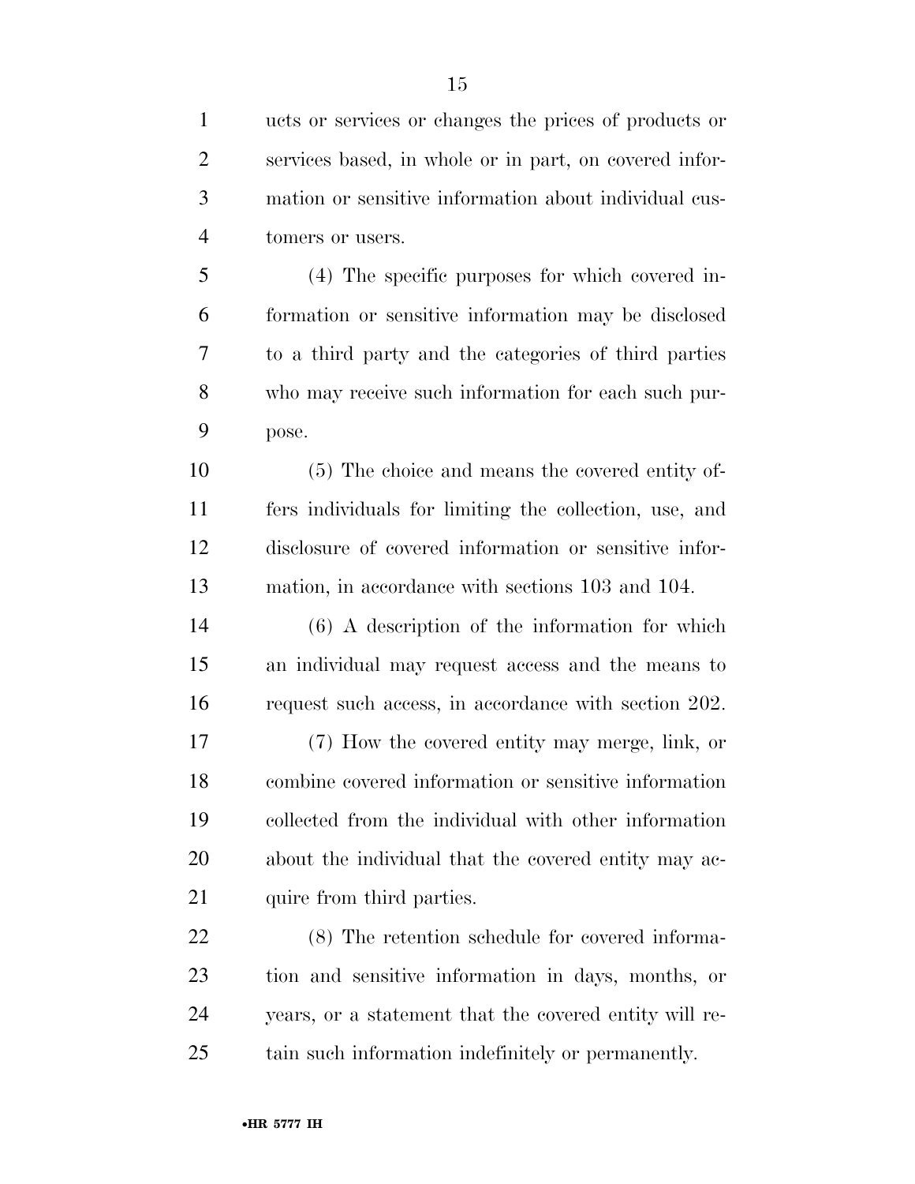ucts or services or changes the prices of products or services based, in whole or in part, on covered information or sensitive information about individual customers or users.

(4) The specific purposes for which covered information or sensitive information may be disclosed to a third party and the categories of third parties who may receive such information for each such purpose.

(5) The choice and means the covered entity offers individuals for limiting the collection, use, and disclosure of covered information or sensitive information, in accordance with sections 103 and 104.

(6) A description of the information for which an individual may request access and the means to request such access, in accordance with section 202.

(7) How the covered entity may merge, link, or combine covered information or sensitive information collected from the individual with other information about the individual that the covered entity may acquire from third parties.

(8) The retention schedule for covered information and sensitive information in days, months, or years, or a statement that the covered entity will retain such information indefinitely or permanently.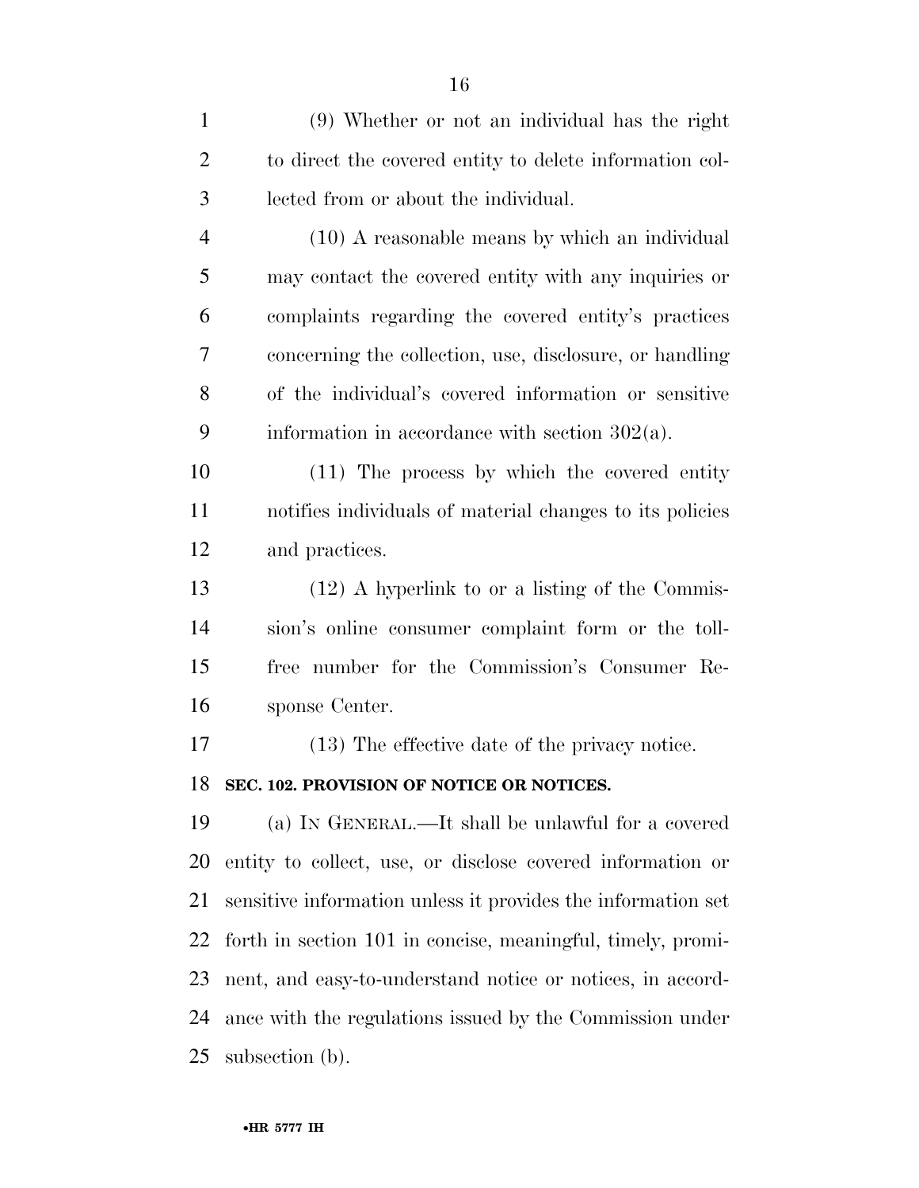(9) Whether or not an individual has the right to direct the covered entity to delete information collected from or about the individual.

(10) A reasonable means by which an individual may contact the covered entity with any inquiries or complaints regarding the covered entity's practices concerning the collection, use, disclosure, or handling of the individual's covered information or sensitive information in accordance with section 302(a).

(11) The process by which the covered entity notifies individuals of material changes to its policies and practices.

(12) A hyperlink to or a listing of the Commission's online consumer complaint form or the toll-free number for the Commission's Consumer Response Center.

(13) The effective date of the privacy notice.

**SEC. 102. PROVISION OF NOTICE OR NOTICES.**

(a) IN GENERAL.—It shall be unlawful for a covered entity to collect, use, or disclose covered information or sensitive information unless it provides the information set forth in section 101 in concise, meaningful, timely, prominent, and easy-to-understand notice or notices, in accordance with the regulations issued by the Commission under subsection (b).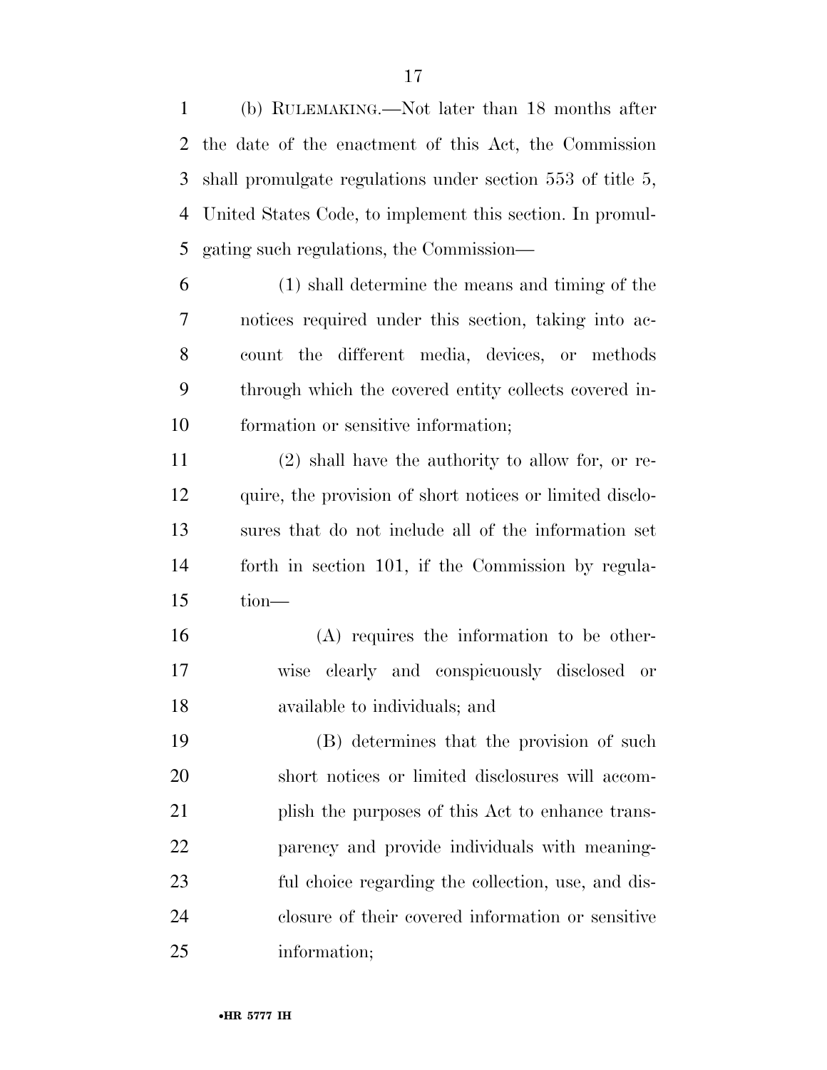(b) RULEMAKING.—Not later than 18 months after the date of the enactment of this Act, the Commission shall promulgate regulations under section 553 of title 5, United States Code, to implement this section. In promulgating such regulations, the Commission—

(1) shall determine the means and timing of the notices required under this section, taking into account the different media, devices, or methods through which the covered entity collects covered information or sensitive information;

(2) shall have the authority to allow for, or require, the provision of short notices or limited disclosures that do not include all of the information set forth in section 101, if the Commission by regulation—

(A) requires the information to be otherwise clearly and conspicuously disclosed or available to individuals; and

(B) determines that the provision of such short notices or limited disclosures will accomplish the purposes of this Act to enhance transparency and provide individuals with meaningful choice regarding the collection, use, and disclosure of their covered information or sensitive information;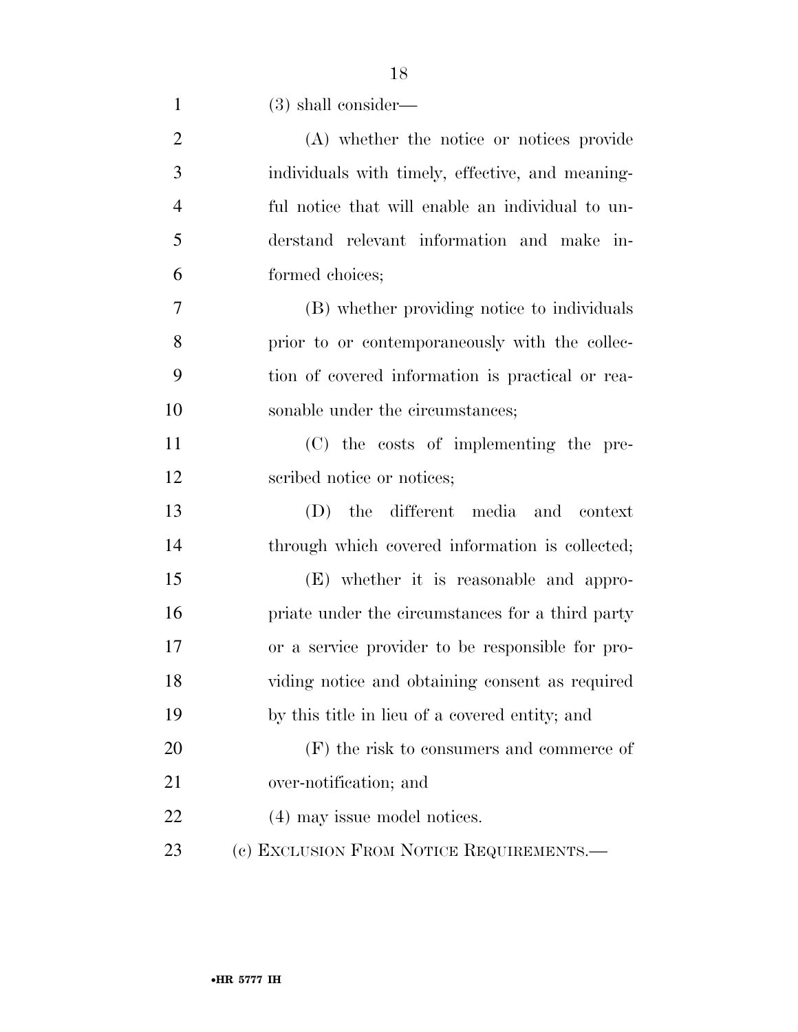(3) shall consider—

(A) whether the notice or notices provide individuals with timely, effective, and meaningful notice that will enable an individual to understand relevant information and make informed choices;

(B) whether providing notice to individuals prior to or contemporaneously with the collection of covered information is practical or reasonable under the circumstances;

(C) the costs of implementing the prescribed notice or notices;

(D) the different media and context through which covered information is collected;

(E) whether it is reasonable and appropriate under the circumstances for a third party or a service provider to be responsible for providing notice and obtaining consent as required by this title in lieu of a covered entity; and

(F) the risk to consumers and commerce of over-notification; and

(4) may issue model notices.

(c) EXCLUSION FROM NOTICE REQUIREMENTS.—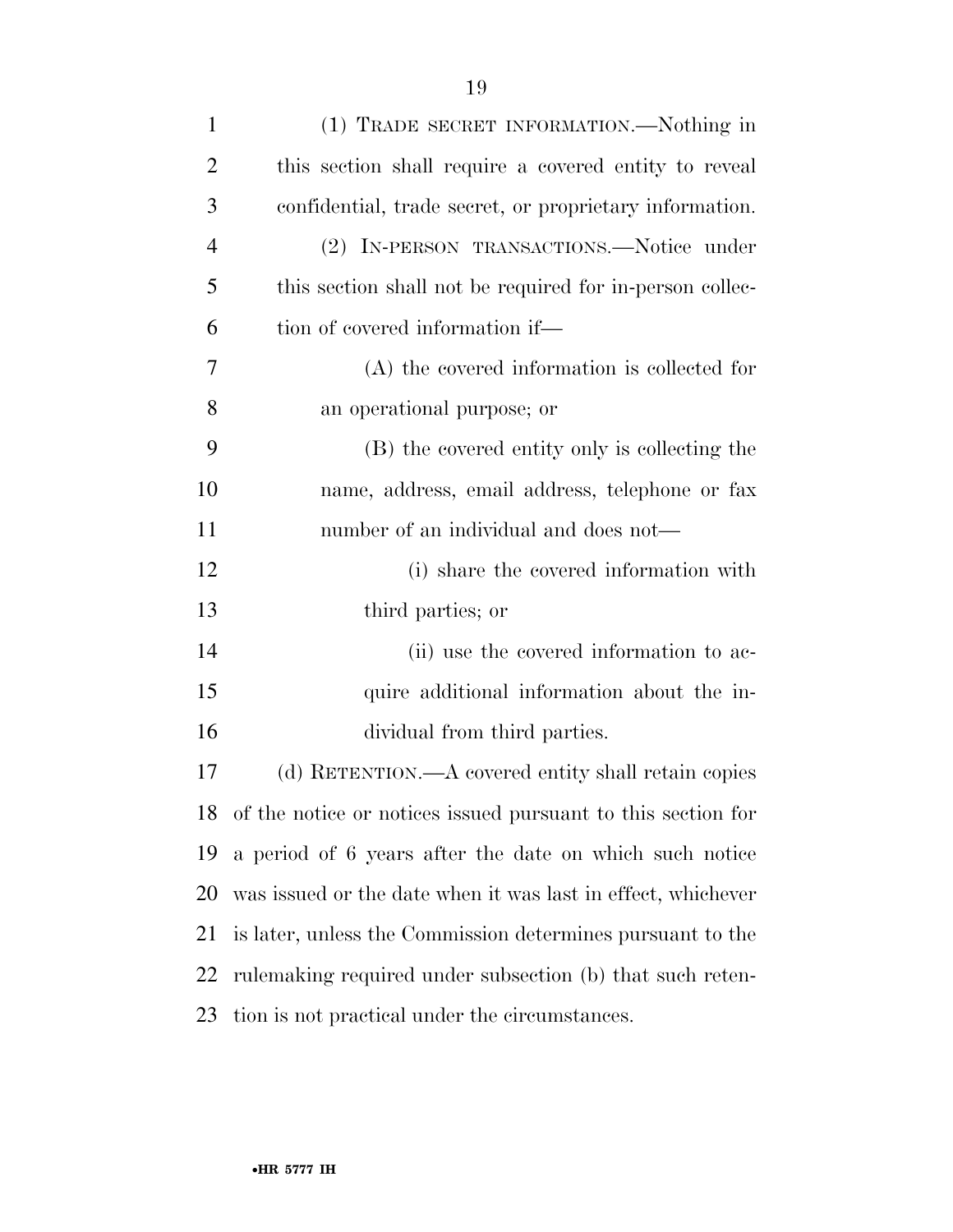(1) TRADE SECRET INFORMATION.—Nothing in this section shall require a covered entity to reveal confidential, trade secret, or proprietary information.

(2) IN-PERSON TRANSACTIONS.—Notice under this section shall not be required for in-person collection of covered information if—

(A) the covered information is collected for an operational purpose; or

(B) the covered entity only is collecting the name, address, email address, telephone or fax number of an individual and does not—

(i) share the covered information with third parties; or

(ii) use the covered information to acquire additional information about the individual from third parties.

(d) RETENTION.—A covered entity shall retain copies of the notice or notices issued pursuant to this section for a period of 6 years after the date on which such notice was issued or the date when it was last in effect, whichever is later, unless the Commission determines pursuant to the rulemaking required under subsection (b) that such retention is not practical under the circumstances.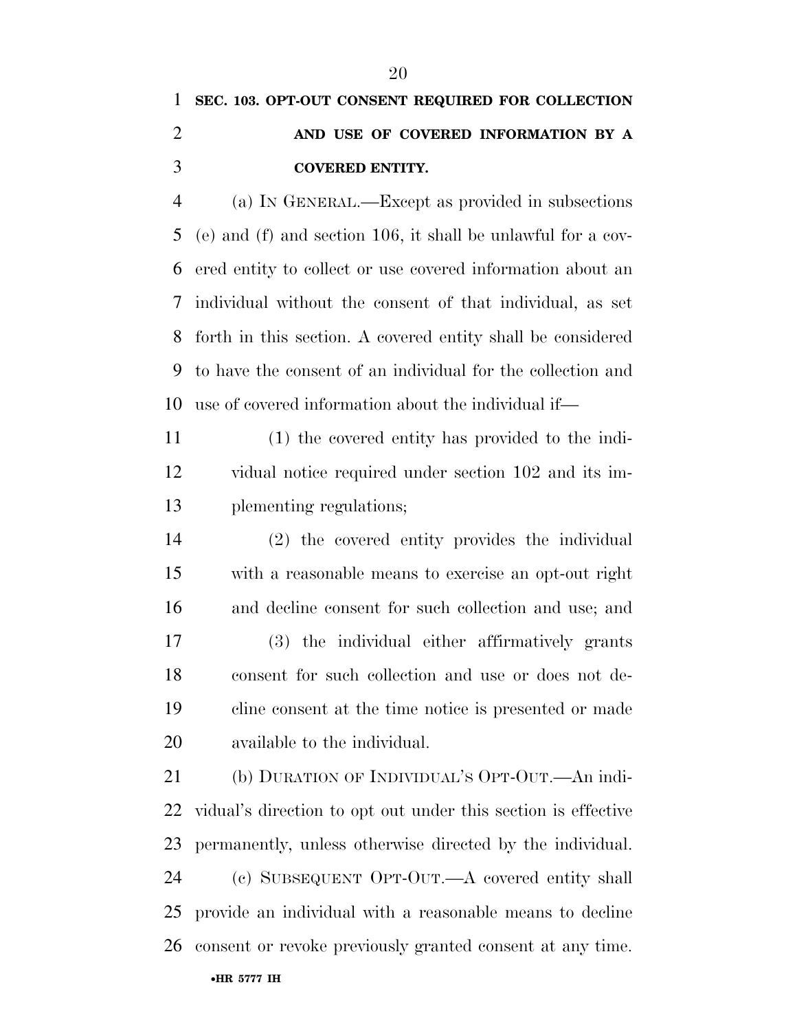### SEC. 103. OPT-OUT CONSENT REQUIRED FOR COLLECTION AND USE OF COVERED INFORMATION BY A COVERED ENTITY.

(a) IN GENERAL.—Except as provided in subsections (e) and (f) and section 106, it shall be unlawful for a covered entity to collect or use covered information about an individual without the consent of that individual, as set forth in this section. A covered entity shall be considered to have the consent of an individual for the collection and use of covered information about the individual if—

(1) the covered entity has provided to the individual notice required under section 102 and its implementing regulations;

(2) the covered entity provides the individual with a reasonable means to exercise an opt-out right and decline consent for such collection and use; and

(3) the individual either affirmatively grants consent for such collection and use or does not decline consent at the time notice is presented or made available to the individual.

(b) DURATION OF INDIVIDUAL'S OPT-OUT.—An individual's direction to opt out under this section is effective permanently, unless otherwise directed by the individual.

(c) SUBSEQUENT OPT-OUT.—A covered entity shall provide an individual with a reasonable means to decline consent or revoke previously granted consent at any time.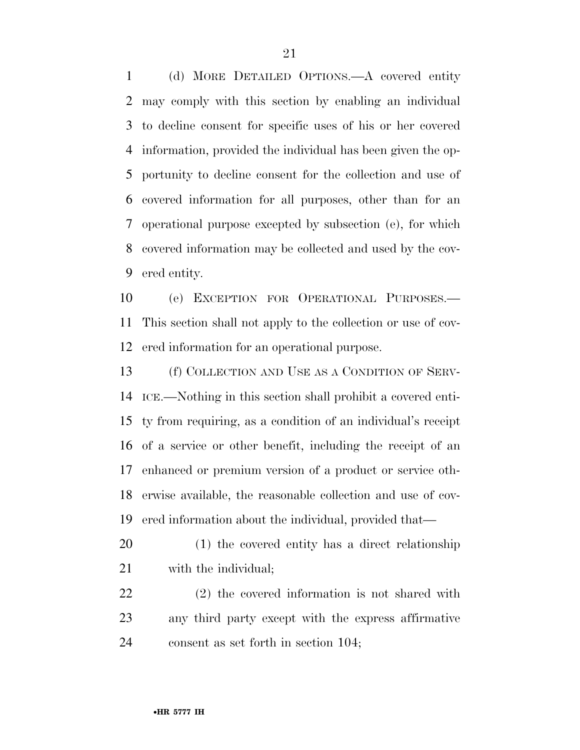(d) More Detailed Options.—A covered entity may comply with this section by enabling an individual to decline consent for specific uses of his or her covered information, provided the individual has been given the opportunity to decline consent for the collection and use of covered information for all purposes, other than for an operational purpose excepted by subsection (e), for which covered information may be collected and used by the covered entity.

(e) Exception for Operational Purposes.—This section shall not apply to the collection or use of covered information for an operational purpose.

(f) Collection and Use as a Condition of Service.—Nothing in this section shall prohibit a covered entity from requiring, as a condition of an individual's receipt of a service or other benefit, including the receipt of an enhanced or premium version of a product or service otherwise available, the reasonable collection and use of covered information about the individual, provided that—

(1) the covered entity has a direct relationship with the individual;

(2) the covered information is not shared with any third party except with the express affirmative consent as set forth in section 104;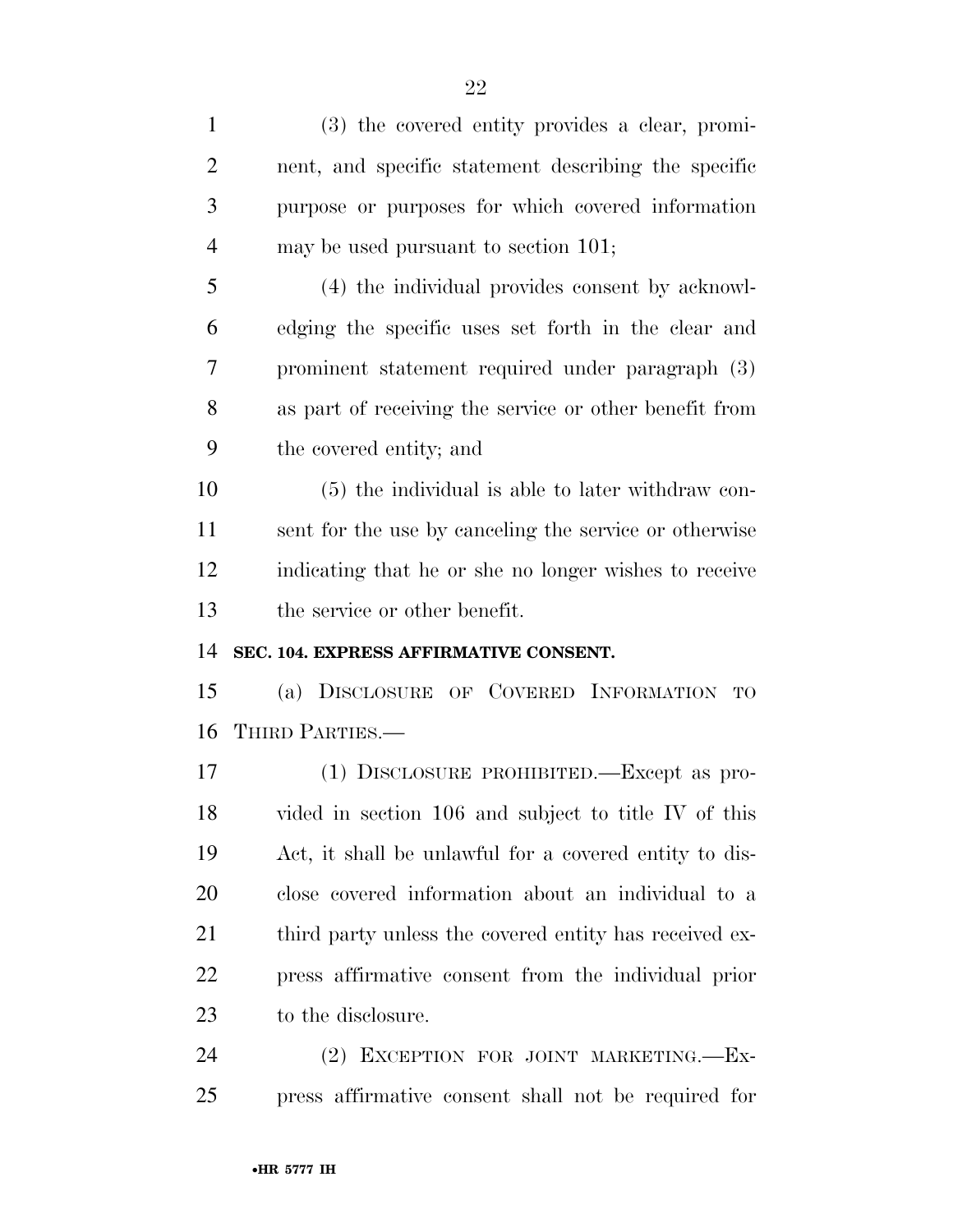(3) the covered entity provides a clear, prominent, and specific statement describing the specific purpose or purposes for which covered information may be used pursuant to section 101;

(4) the individual provides consent by acknowledging the specific uses set forth in the clear and prominent statement required under paragraph (3) as part of receiving the service or other benefit from the covered entity; and

(5) the individual is able to later withdraw consent for the use by canceling the service or otherwise indicating that he or she no longer wishes to receive the service or other benefit.

**SEC. 104. EXPRESS AFFIRMATIVE CONSENT.**

(a) DISCLOSURE OF COVERED INFORMATION TO THIRD PARTIES.—

(1) DISCLOSURE PROHIBITED.—Except as provided in section 106 and subject to title IV of this Act, it shall be unlawful for a covered entity to disclose covered information about an individual to a third party unless the covered entity has received express affirmative consent from the individual prior to the disclosure.

(2) EXCEPTION FOR JOINT MARKETING.—Express affirmative consent shall not be required for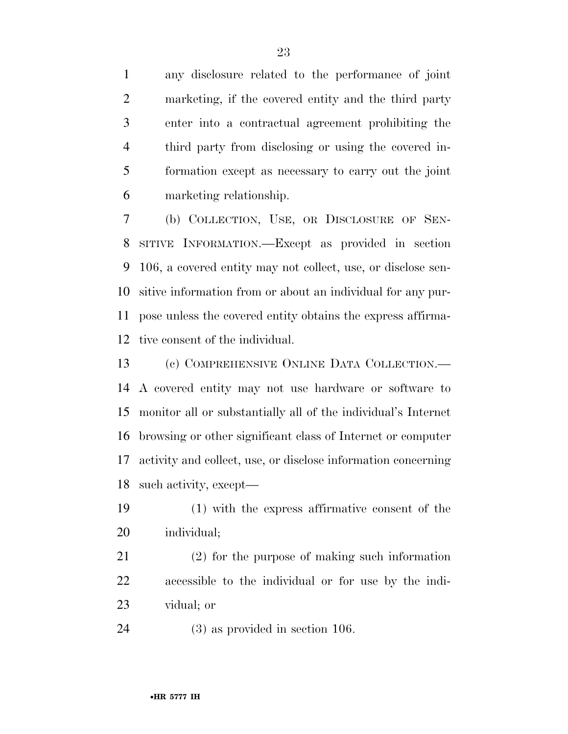any disclosure related to the performance of joint marketing, if the covered entity and the third party enter into a contractual agreement prohibiting the third party from disclosing or using the covered information except as necessary to carry out the joint marketing relationship.

(b) COLLECTION, USE, OR DISCLOSURE OF SENSITIVE INFORMATION.—Except as provided in section 106, a covered entity may not collect, use, or disclose sensitive information from or about an individual for any purpose unless the covered entity obtains the express affirmative consent of the individual.

(c) COMPREHENSIVE ONLINE DATA COLLECTION.—A covered entity may not use hardware or software to monitor all or substantially all of the individual's Internet browsing or other significant class of Internet or computer activity and collect, use, or disclose information concerning such activity, except—

(1) with the express affirmative consent of the individual;

(2) for the purpose of making such information accessible to the individual or for use by the individual; or

(3) as provided in section 106.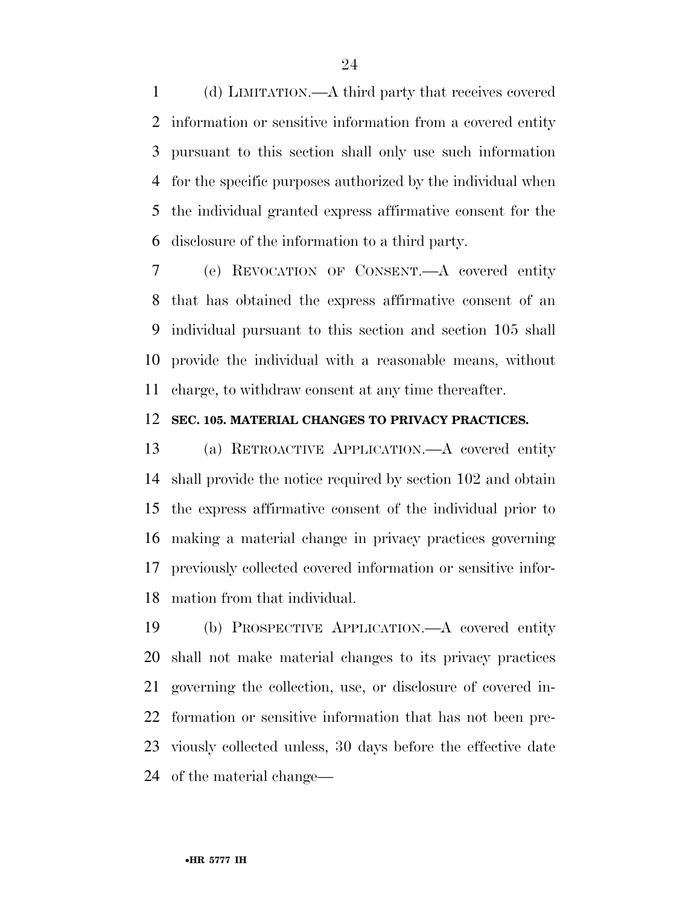(d) LIMITATION.—A third party that receives covered information or sensitive information from a covered entity pursuant to this section shall only use such information for the specific purposes authorized by the individual when the individual granted express affirmative consent for the disclosure of the information to a third party.

(e) REVOCATION OF CONSENT.—A covered entity that has obtained the express affirmative consent of an individual pursuant to this section and section 105 shall provide the individual with a reasonable means, without charge, to withdraw consent at any time thereafter.

**SEC. 105. MATERIAL CHANGES TO PRIVACY PRACTICES.**

(a) RETROACTIVE APPLICATION.—A covered entity shall provide the notice required by section 102 and obtain the express affirmative consent of the individual prior to making a material change in privacy practices governing previously collected covered information or sensitive information from that individual.

(b) PROSPECTIVE APPLICATION.—A covered entity shall not make material changes to its privacy practices governing the collection, use, or disclosure of covered information or sensitive information that has not been previously collected unless, 30 days before the effective date of the material change—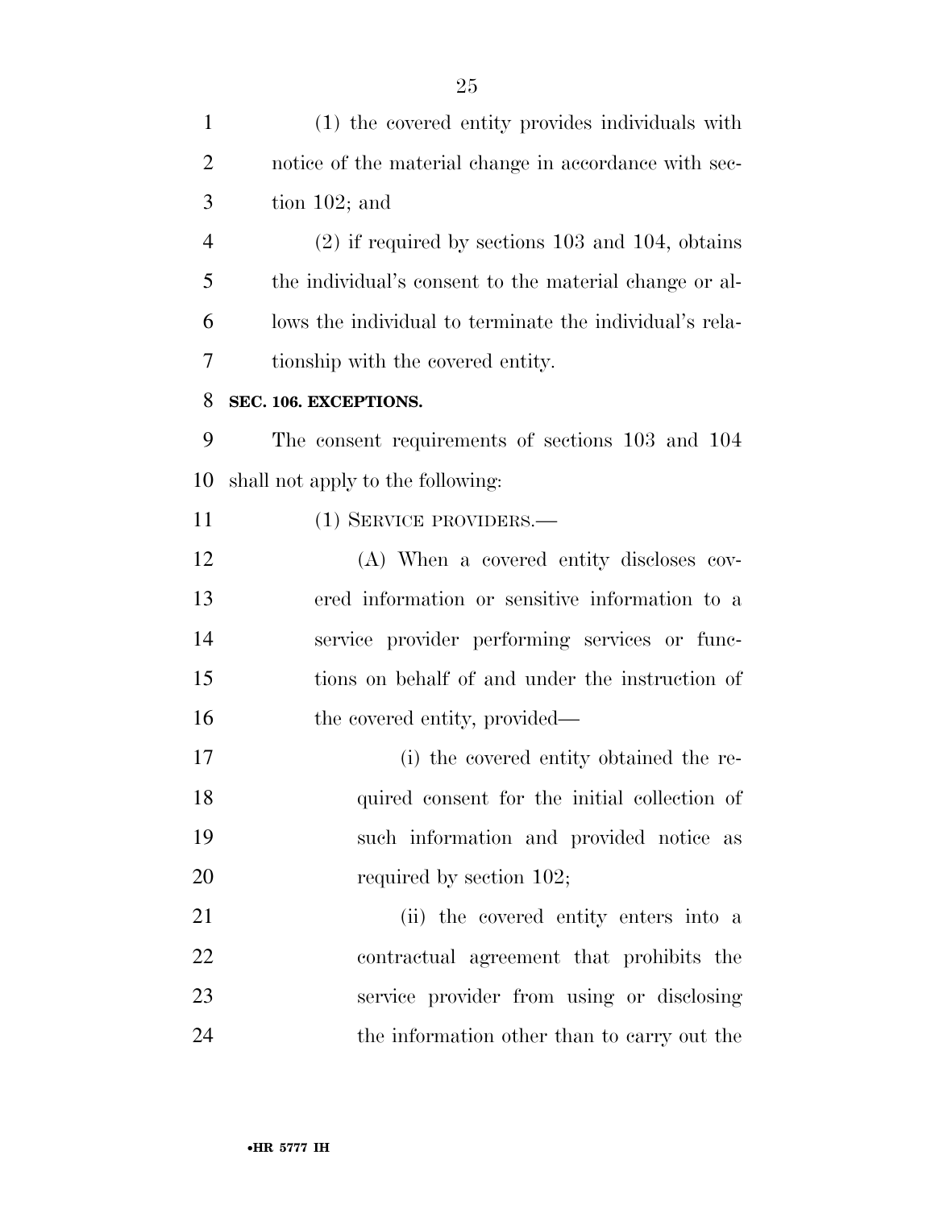(1) the covered entity provides individuals with notice of the material change in accordance with section 102; and

(2) if required by sections 103 and 104, obtains the individual's consent to the material change or allows the individual to terminate the individual's relationship with the covered entity.

**SEC. 106. EXCEPTIONS.**

The consent requirements of sections 103 and 104 shall not apply to the following:

(1) SERVICE PROVIDERS.—

(A) When a covered entity discloses covered information or sensitive information to a service provider performing services or functions on behalf of and under the instruction of the covered entity, provided—

(i) the covered entity obtained the required consent for the initial collection of such information and provided notice as required by section 102;

(ii) the covered entity enters into a contractual agreement that prohibits the service provider from using or disclosing the information other than to carry out the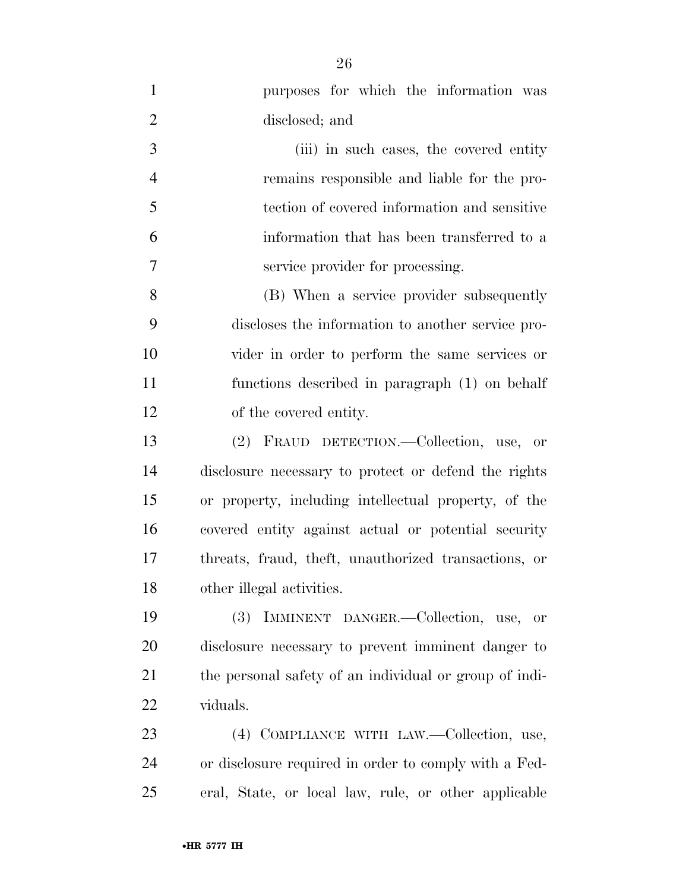purposes for which the information was disclosed; and

(iii) in such cases, the covered entity remains responsible and liable for the protection of covered information and sensitive information that has been transferred to a service provider for processing.

(B) When a service provider subsequently discloses the information to another service provider in order to perform the same services or functions described in paragraph (1) on behalf of the covered entity.

(2) FRAUD DETECTION.—Collection, use, or disclosure necessary to protect or defend the rights or property, including intellectual property, of the covered entity against actual or potential security threats, fraud, theft, unauthorized transactions, or other illegal activities.

(3) IMMINENT DANGER.—Collection, use, or disclosure necessary to prevent imminent danger to the personal safety of an individual or group of individuals.

(4) COMPLIANCE WITH LAW.—Collection, use, or disclosure required in order to comply with a Federal, State, or local law, rule, or other applicable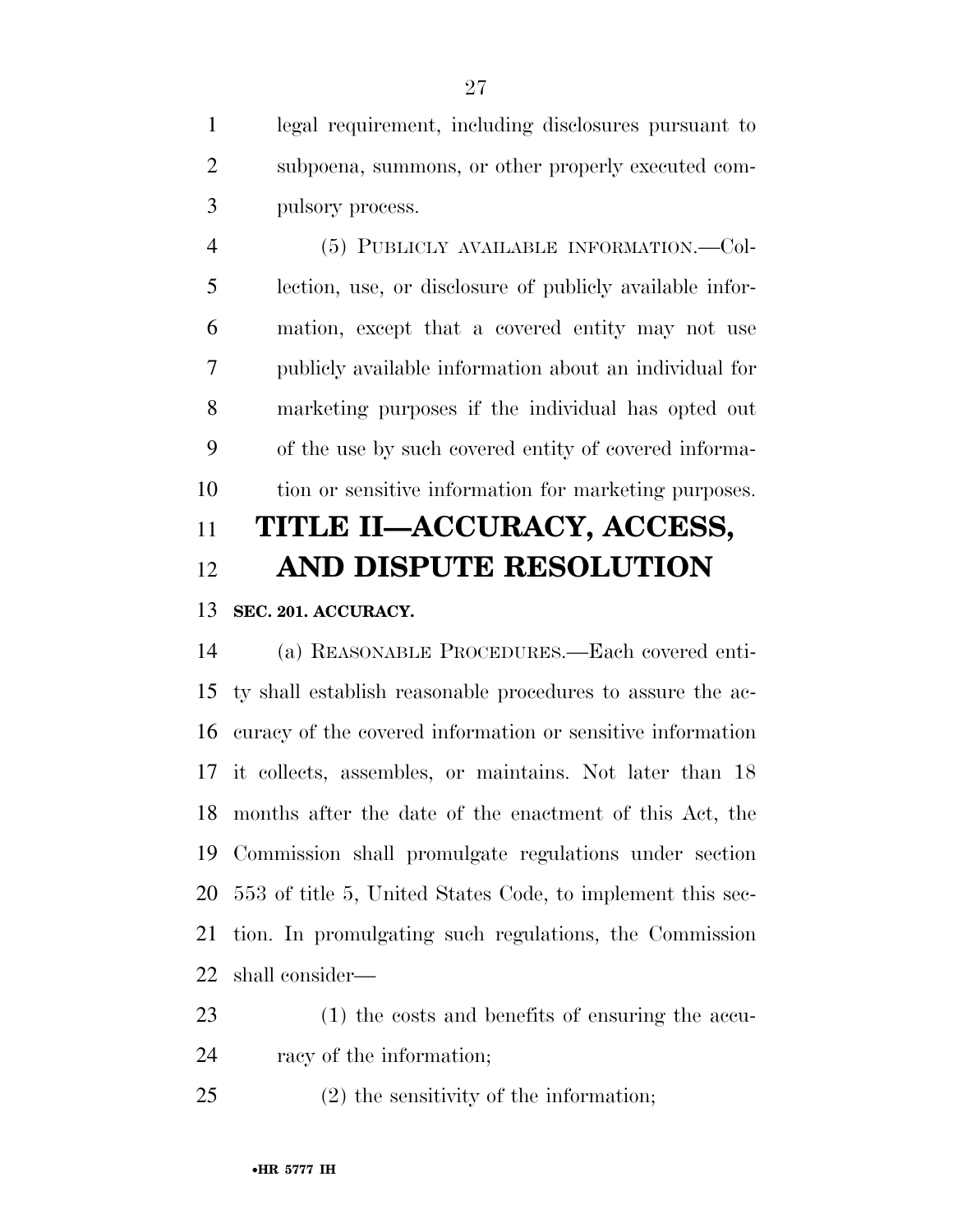legal requirement, including disclosures pursuant to subpoena, summons, or other properly executed compulsory process.

(5) PUBLICLY AVAILABLE INFORMATION.—Collection, use, or disclosure of publicly available information, except that a covered entity may not use publicly available information about an individual for marketing purposes if the individual has opted out of the use by such covered entity of covered information or sensitive information for marketing purposes.

# TITLE II—ACCURACY, ACCESS, AND DISPUTE RESOLUTION

**SEC. 201. ACCURACY.**

(a) REASONABLE PROCEDURES.—Each covered entity shall establish reasonable procedures to assure the accuracy of the covered information or sensitive information it collects, assembles, or maintains. Not later than 18 months after the date of the enactment of this Act, the Commission shall promulgate regulations under section 553 of title 5, United States Code, to implement this section. In promulgating such regulations, the Commission shall consider—

(1) the costs and benefits of ensuring the accuracy of the information;

(2) the sensitivity of the information;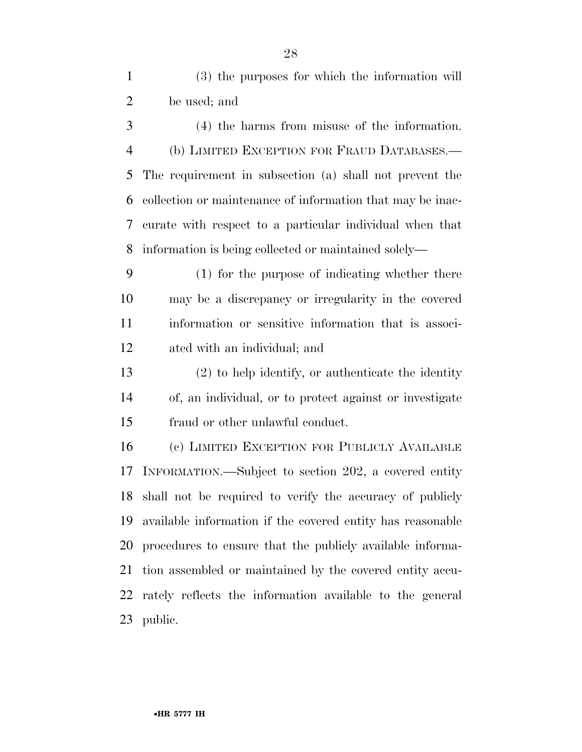(3) the purposes for which the information will be used; and

(4) the harms from misuse of the information.

(b) LIMITED EXCEPTION FOR FRAUD DATABASES.—The requirement in subsection (a) shall not prevent the collection or maintenance of information that may be inaccurate with respect to a particular individual when that information is being collected or maintained solely—

(1) for the purpose of indicating whether there may be a discrepancy or irregularity in the covered information or sensitive information that is associated with an individual; and

(2) to help identify, or authenticate the identity of, an individual, or to protect against or investigate fraud or other unlawful conduct.

(c) LIMITED EXCEPTION FOR PUBLICLY AVAILABLE INFORMATION.—Subject to section 202, a covered entity shall not be required to verify the accuracy of publicly available information if the covered entity has reasonable procedures to ensure that the publicly available information assembled or maintained by the covered entity accurately reflects the information available to the general public.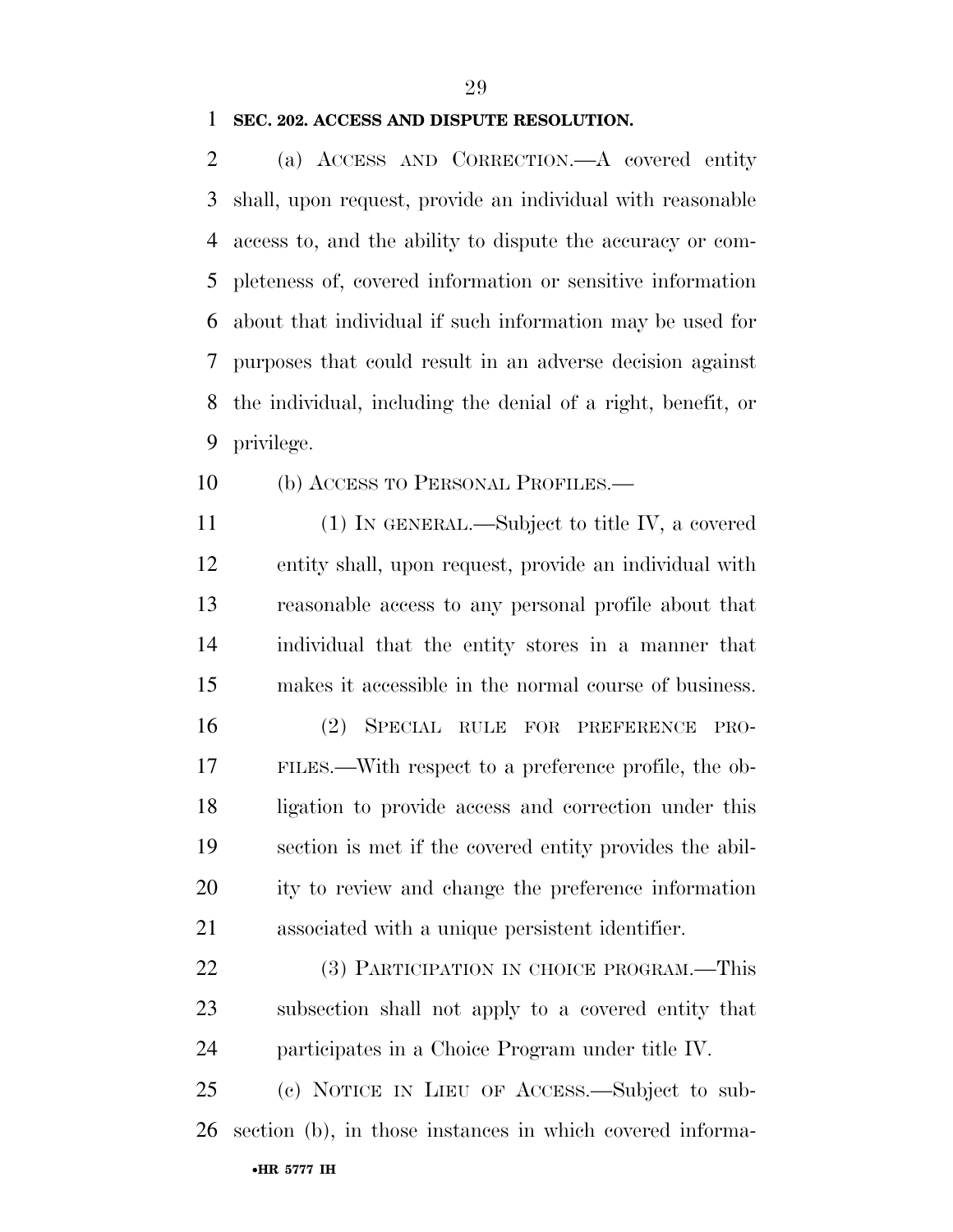**SEC. 202. ACCESS AND DISPUTE RESOLUTION.**

(a) ACCESS AND CORRECTION.—A covered entity shall, upon request, provide an individual with reasonable access to, and the ability to dispute the accuracy or completeness of, covered information or sensitive information about that individual if such information may be used for purposes that could result in an adverse decision against the individual, including the denial of a right, benefit, or privilege.

(b) ACCESS TO PERSONAL PROFILES.—

(1) IN GENERAL.—Subject to title IV, a covered entity shall, upon request, provide an individual with reasonable access to any personal profile about that individual that the entity stores in a manner that makes it accessible in the normal course of business.

(2) SPECIAL RULE FOR PREFERENCE PROFILES.—With respect to a preference profile, the obligation to provide access and correction under this section is met if the covered entity provides the ability to review and change the preference information associated with a unique persistent identifier.

(3) PARTICIPATION IN CHOICE PROGRAM.—This subsection shall not apply to a covered entity that participates in a Choice Program under title IV.

(c) NOTICE IN LIEU OF ACCESS.—Subject to subsection (b), in those instances in which covered informa-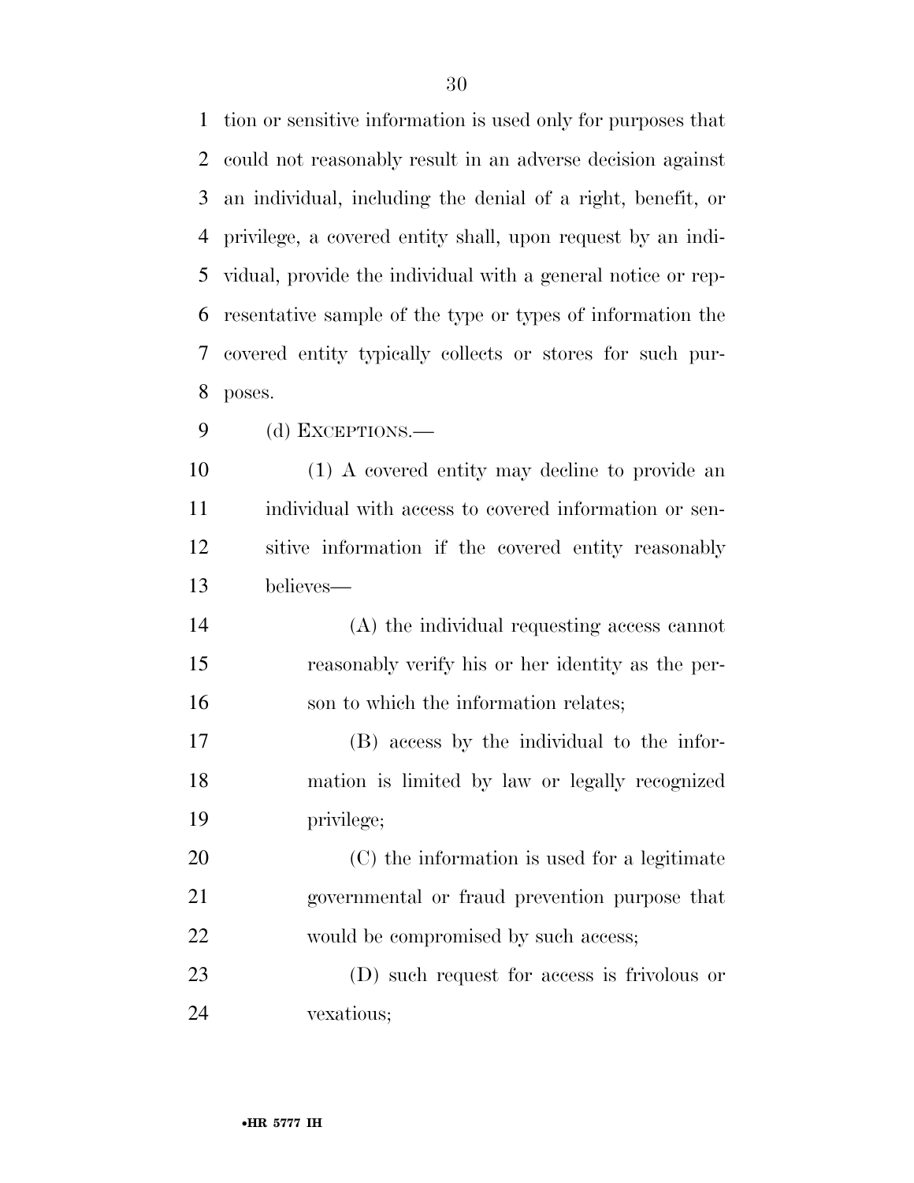tion or sensitive information is used only for purposes that could not reasonably result in an adverse decision against an individual, including the denial of a right, benefit, or privilege, a covered entity shall, upon request by an individual, provide the individual with a general notice or representative sample of the type or types of information the covered entity typically collects or stores for such purposes.

(d) EXCEPTIONS.—

(1) A covered entity may decline to provide an individual with access to covered information or sensitive information if the covered entity reasonably believes—

(A) the individual requesting access cannot reasonably verify his or her identity as the person to which the information relates;

(B) access by the individual to the information is limited by law or legally recognized privilege;

(C) the information is used for a legitimate governmental or fraud prevention purpose that would be compromised by such access;

(D) such request for access is frivolous or vexatious;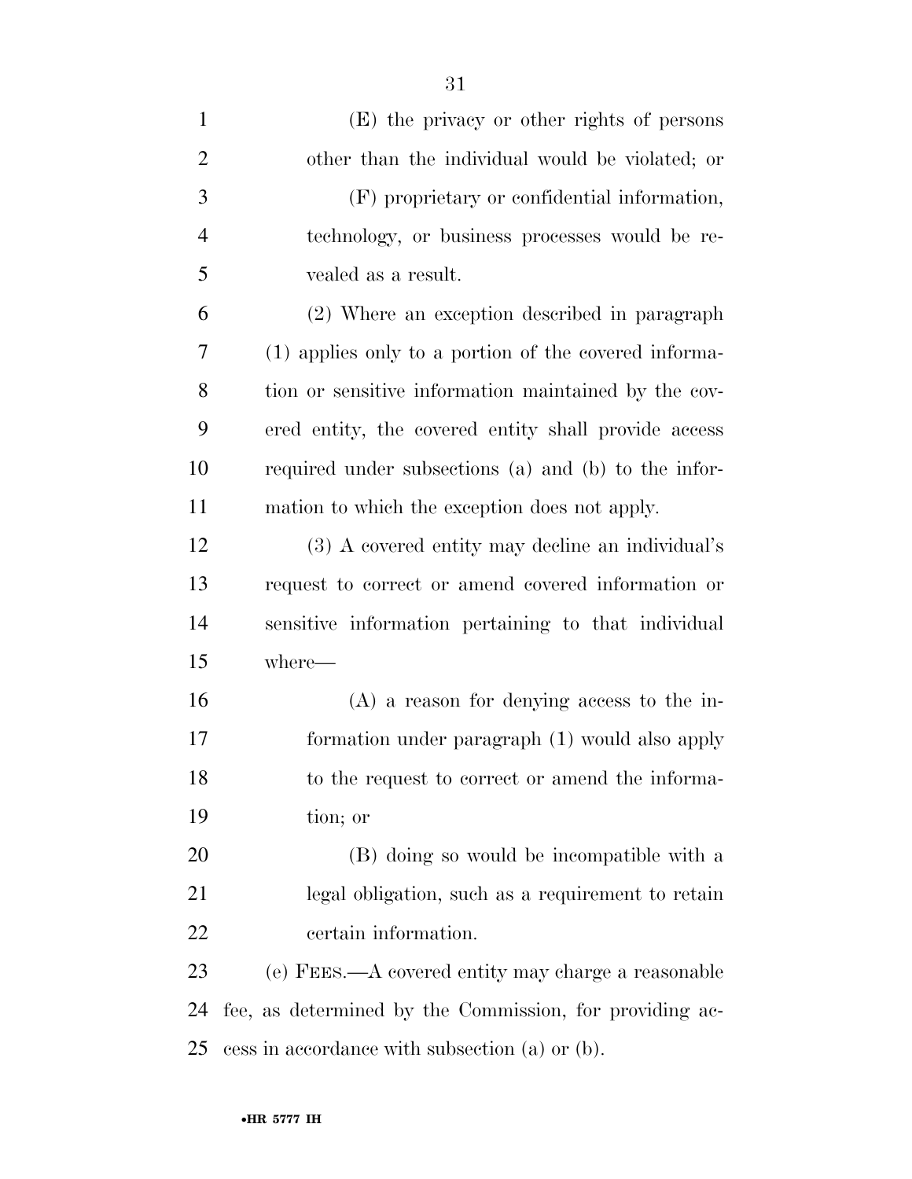(E) the privacy or other rights of persons other than the individual would be violated; or

(F) proprietary or confidential information, technology, or business processes would be revealed as a result.

(2) Where an exception described in paragraph (1) applies only to a portion of the covered information or sensitive information maintained by the covered entity, the covered entity shall provide access required under subsections (a) and (b) to the information to which the exception does not apply.

(3) A covered entity may decline an individual's request to correct or amend covered information or sensitive information pertaining to that individual where—

(A) a reason for denying access to the information under paragraph (1) would also apply to the request to correct or amend the information; or

(B) doing so would be incompatible with a legal obligation, such as a requirement to retain certain information.

(e) FEES.—A covered entity may charge a reasonable fee, as determined by the Commission, for providing access in accordance with subsection (a) or (b).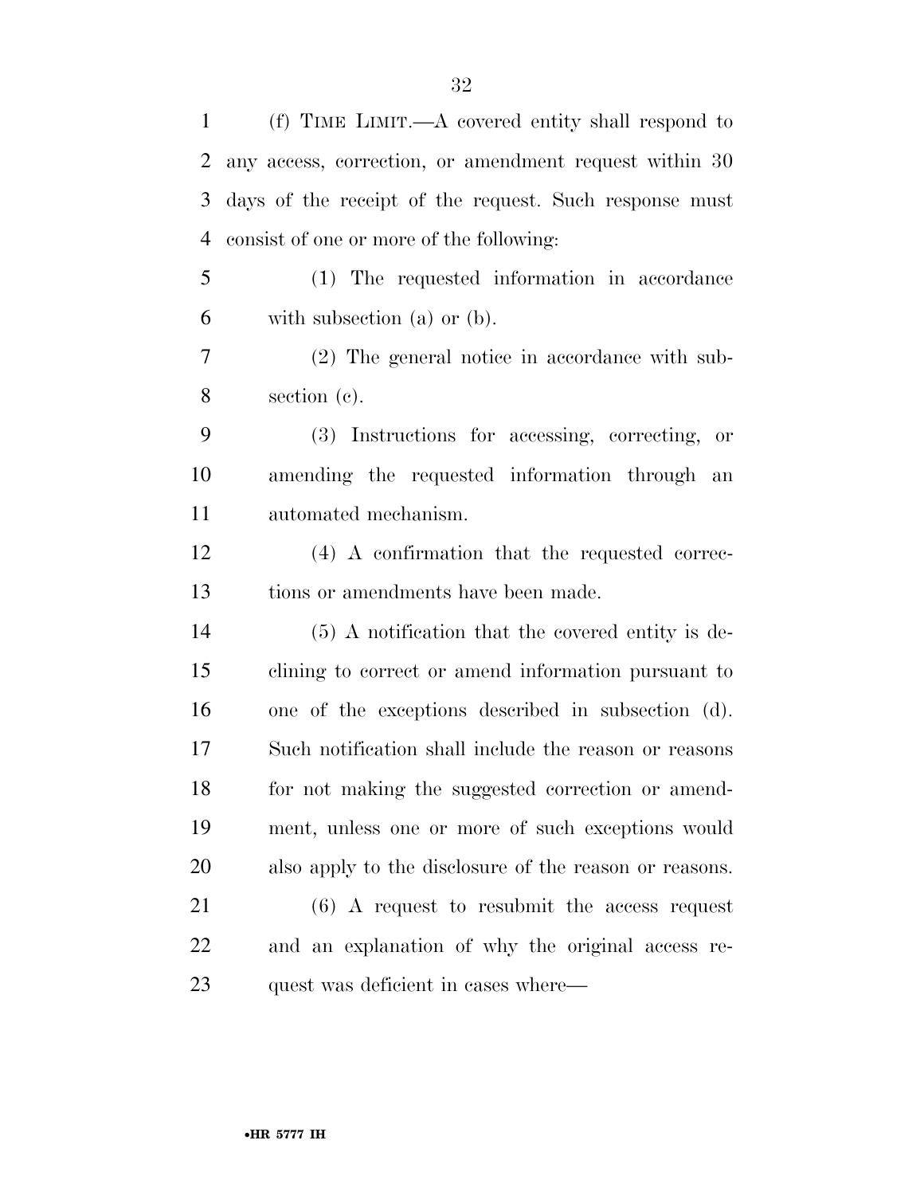(f) TIME LIMIT.—A covered entity shall respond to any access, correction, or amendment request within 30 days of the receipt of the request. Such response must consist of one or more of the following:

(1) The requested information in accordance with subsection (a) or (b).

(2) The general notice in accordance with subsection (c).

(3) Instructions for accessing, correcting, or amending the requested information through an automated mechanism.

(4) A confirmation that the requested corrections or amendments have been made.

(5) A notification that the covered entity is declining to correct or amend information pursuant to one of the exceptions described in subsection (d). Such notification shall include the reason or reasons for not making the suggested correction or amendment, unless one or more of such exceptions would also apply to the disclosure of the reason or reasons.

(6) A request to resubmit the access request and an explanation of why the original access request was deficient in cases where—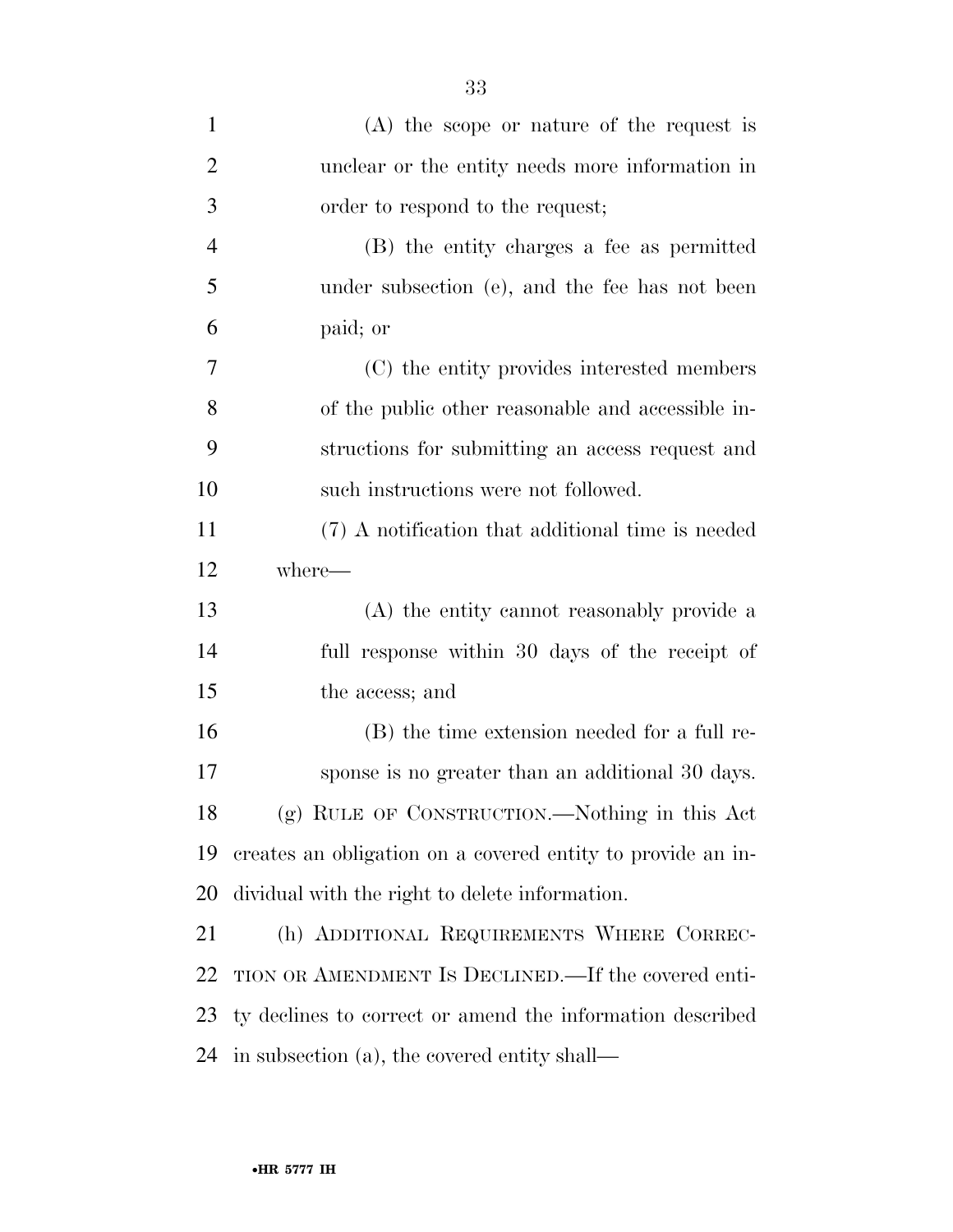(A) the scope or nature of the request is unclear or the entity needs more information in order to respond to the request;

(B) the entity charges a fee as permitted under subsection (e), and the fee has not been paid; or

(C) the entity provides interested members of the public other reasonable and accessible instructions for submitting an access request and such instructions were not followed.

(7) A notification that additional time is needed where—

(A) the entity cannot reasonably provide a full response within 30 days of the receipt of the access; and

(B) the time extension needed for a full response is no greater than an additional 30 days.

(g) RULE OF CONSTRUCTION.—Nothing in this Act creates an obligation on a covered entity to provide an individual with the right to delete information.

(h) ADDITIONAL REQUIREMENTS WHERE CORRECTION OR AMENDMENT IS DECLINED.—If the covered entity declines to correct or amend the information described in subsection (a), the covered entity shall—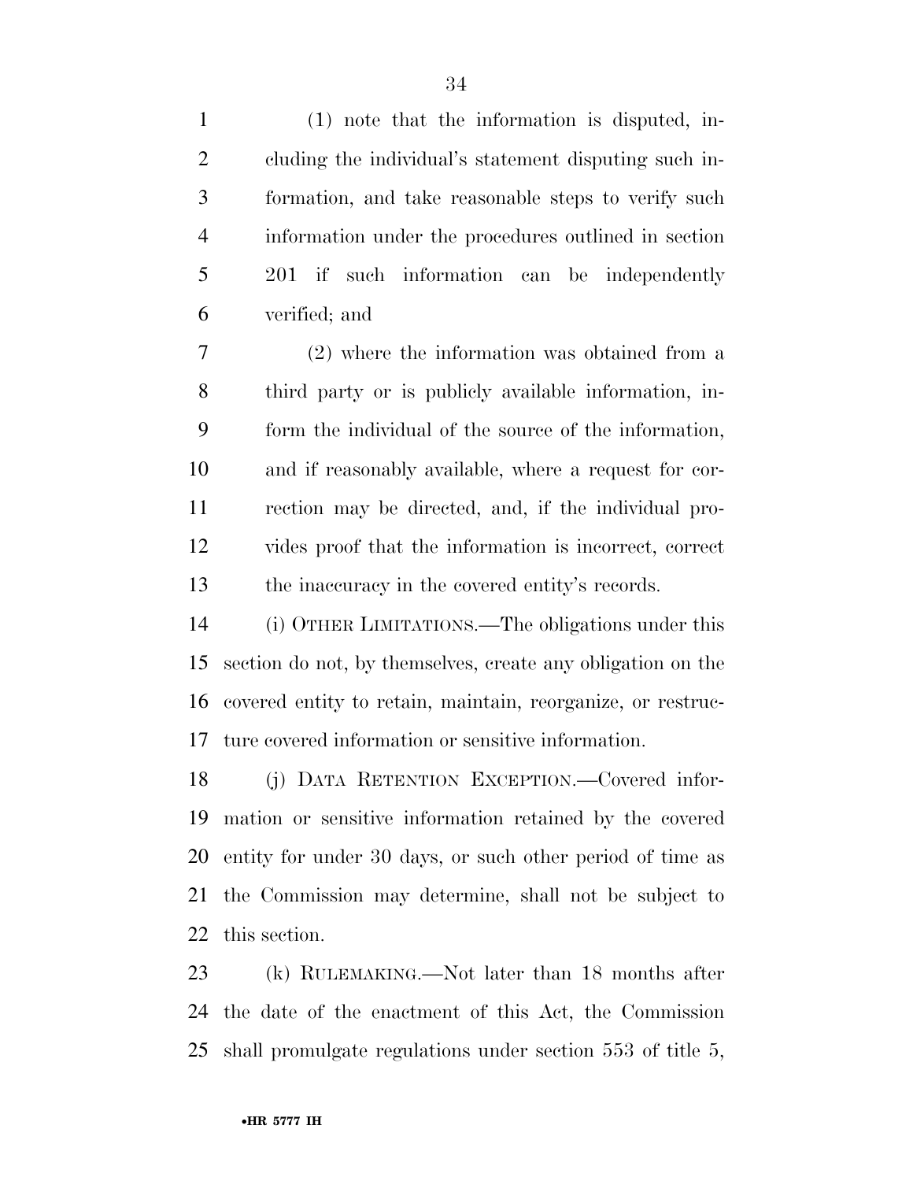(1) note that the information is disputed, including the individual's statement disputing such information, and take reasonable steps to verify such information under the procedures outlined in section 201 if such information can be independently verified; and

(2) where the information was obtained from a third party or is publicly available information, inform the individual of the source of the information, and if reasonably available, where a request for correction may be directed, and, if the individual provides proof that the information is incorrect, correct the inaccuracy in the covered entity's records.

(i) OTHER LIMITATIONS.—The obligations under this section do not, by themselves, create any obligation on the covered entity to retain, maintain, reorganize, or restructure covered information or sensitive information.

(j) DATA RETENTION EXCEPTION.—Covered information or sensitive information retained by the covered entity for under 30 days, or such other period of time as the Commission may determine, shall not be subject to this section.

(k) RULEMAKING.—Not later than 18 months after the date of the enactment of this Act, the Commission shall promulgate regulations under section 553 of title 5,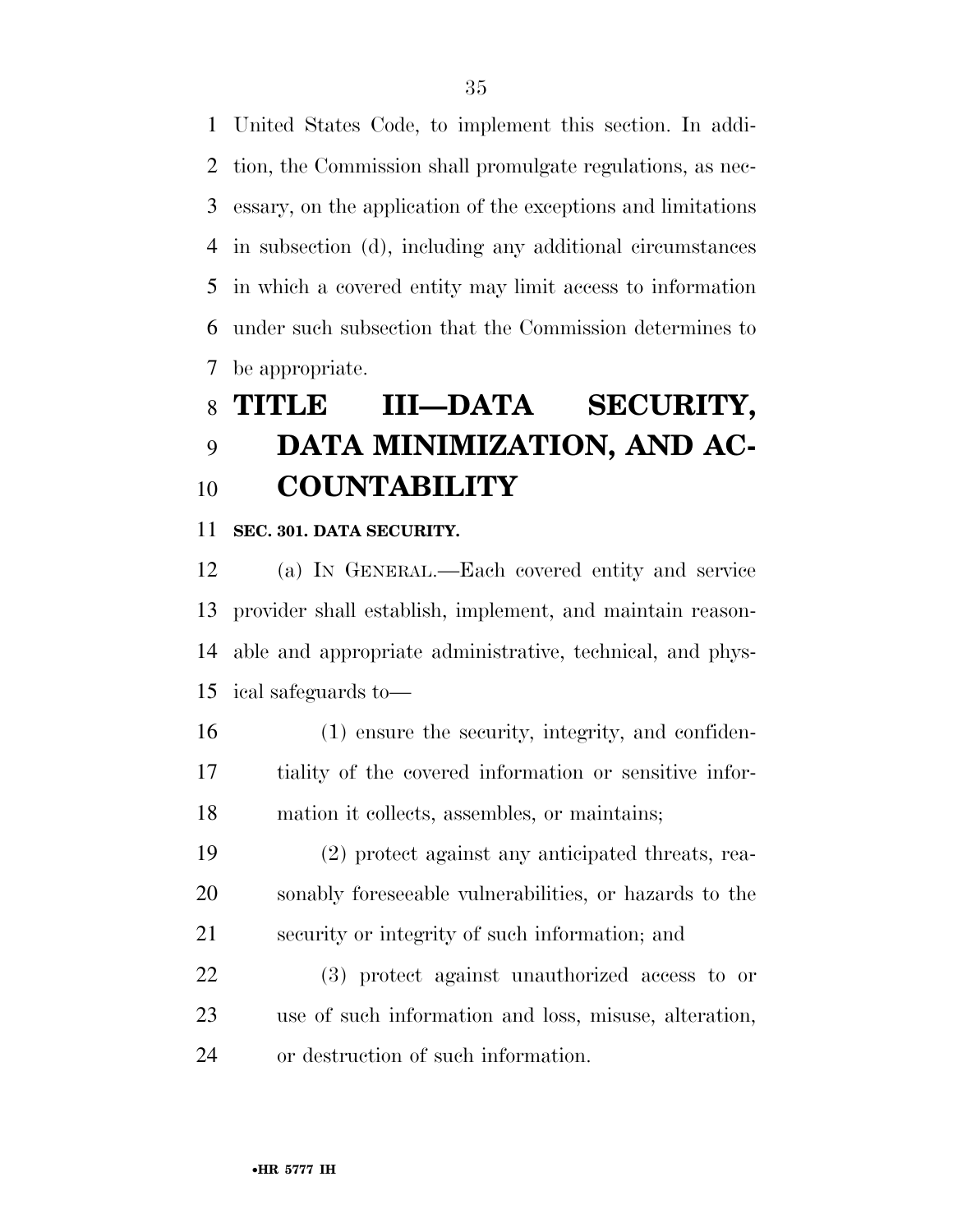United States Code, to implement this section. In addition, the Commission shall promulgate regulations, as necessary, on the application of the exceptions and limitations in subsection (d), including any additional circumstances in which a covered entity may limit access to information under such subsection that the Commission determines to be appropriate.

# TITLE III—DATA SECURITY, DATA MINIMIZATION, AND ACCOUNTABILITY

### SEC. 301. DATA SECURITY.

(a) IN GENERAL.—Each covered entity and service provider shall establish, implement, and maintain reasonable and appropriate administrative, technical, and physical safeguards to—

(1) ensure the security, integrity, and confidentiality of the covered information or sensitive information it collects, assembles, or maintains;

(2) protect against any anticipated threats, reasonably foreseeable vulnerabilities, or hazards to the security or integrity of such information; and

(3) protect against unauthorized access to or use of such information and loss, misuse, alteration, or destruction of such information.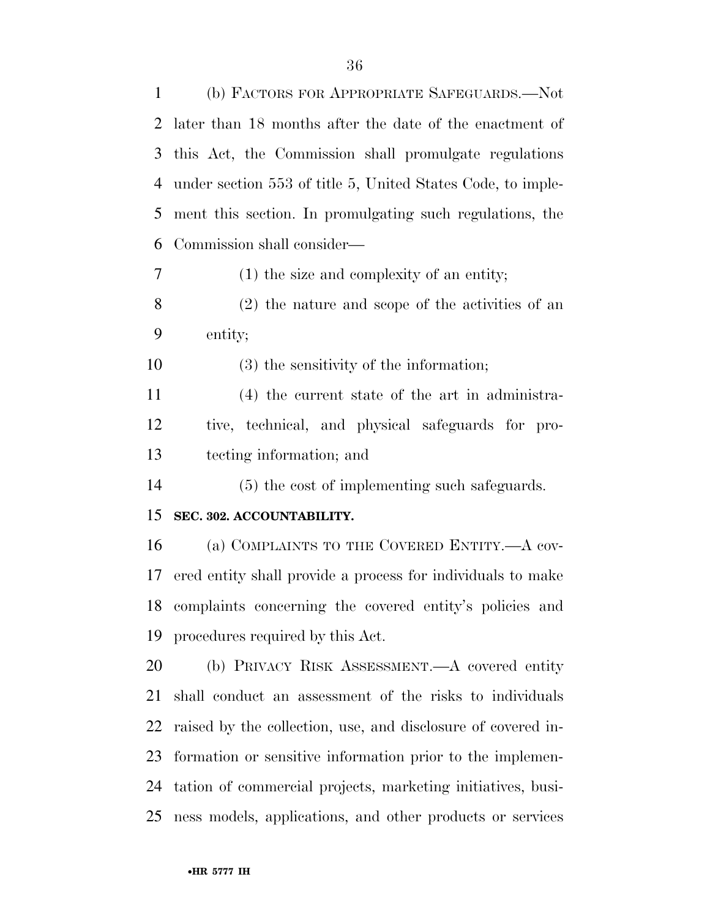(b) FACTORS FOR APPROPRIATE SAFEGUARDS.—Not later than 18 months after the date of the enactment of this Act, the Commission shall promulgate regulations under section 553 of title 5, United States Code, to implement this section. In promulgating such regulations, the Commission shall consider—

(1) the size and complexity of an entity;

(2) the nature and scope of the activities of an entity;

(3) the sensitivity of the information;

(4) the current state of the art in administrative, technical, and physical safeguards for protecting information; and

(5) the cost of implementing such safeguards.

**SEC. 302. ACCOUNTABILITY.**

(a) COMPLAINTS TO THE COVERED ENTITY.—A covered entity shall provide a process for individuals to make complaints concerning the covered entity's policies and procedures required by this Act.

(b) PRIVACY RISK ASSESSMENT.—A covered entity shall conduct an assessment of the risks to individuals raised by the collection, use, and disclosure of covered information or sensitive information prior to the implementation of commercial projects, marketing initiatives, business models, applications, and other products or services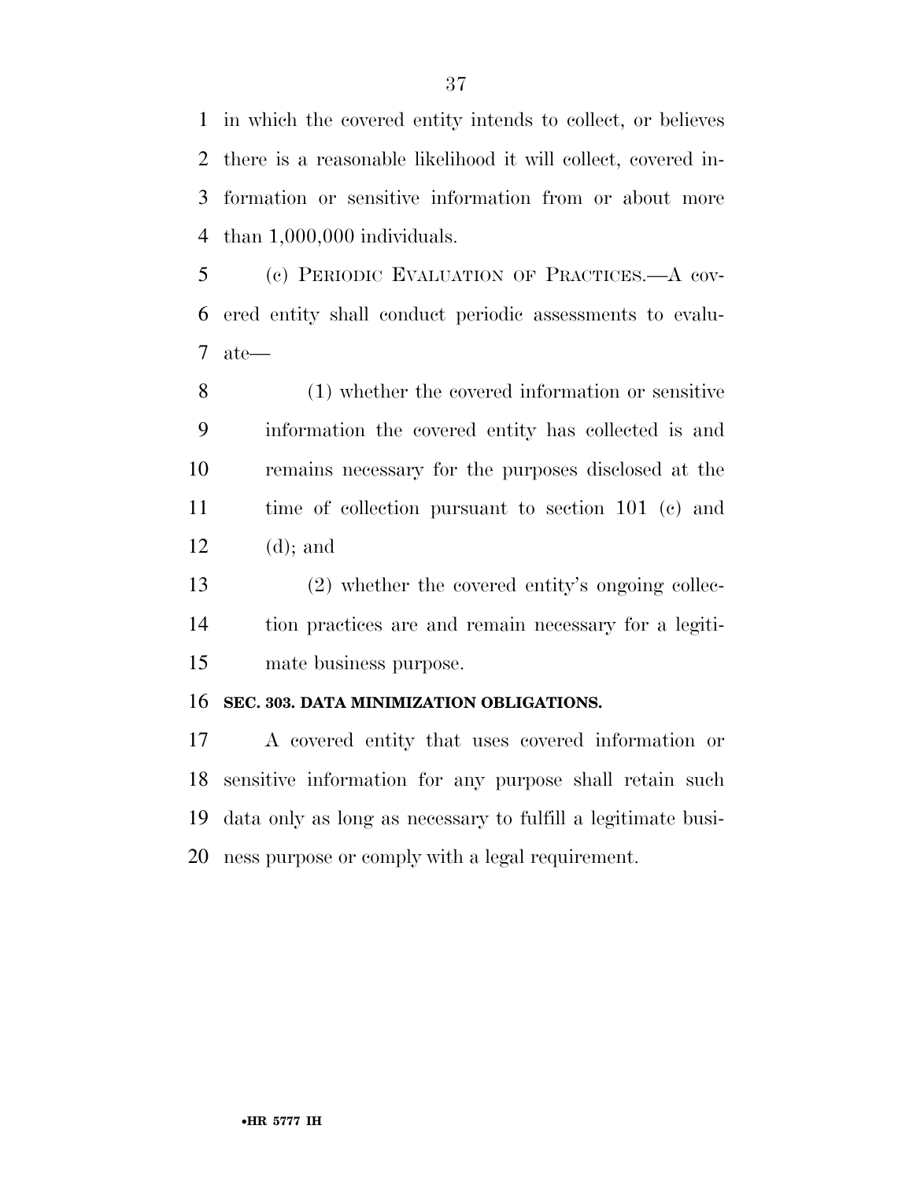in which the covered entity intends to collect, or believes there is a reasonable likelihood it will collect, covered information or sensitive information from or about more than 1,000,000 individuals.

(c) PERIODIC EVALUATION OF PRACTICES.—A covered entity shall conduct periodic assessments to evaluate—

(1) whether the covered information or sensitive information the covered entity has collected is and remains necessary for the purposes disclosed at the time of collection pursuant to section 101 (c) and (d); and

(2) whether the covered entity's ongoing collection practices are and remain necessary for a legitimate business purpose.

### SEC. 303. DATA MINIMIZATION OBLIGATIONS.

A covered entity that uses covered information or sensitive information for any purpose shall retain such data only as long as necessary to fulfill a legitimate business purpose or comply with a legal requirement.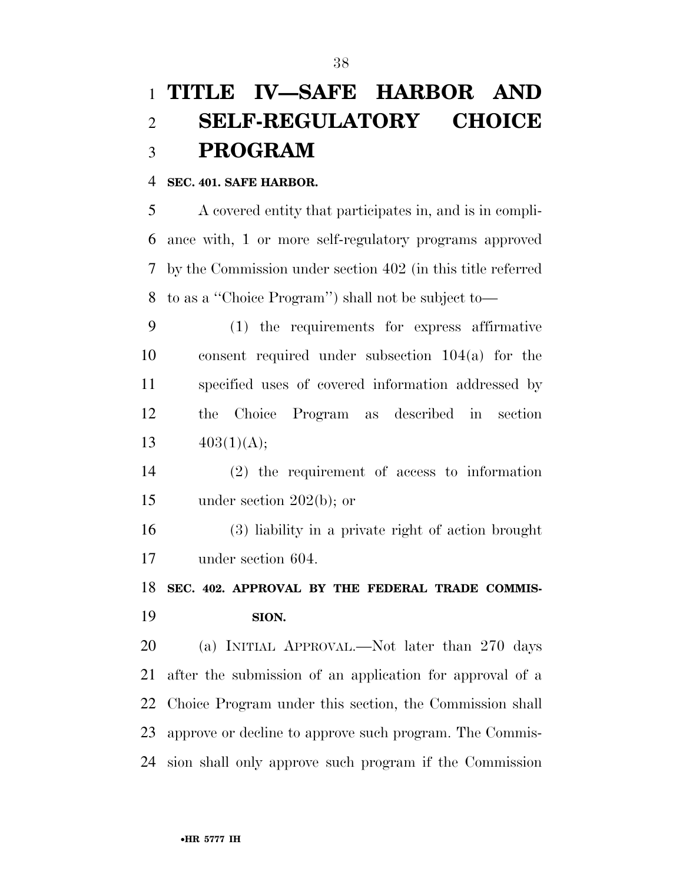# TITLE IV—SAFE HARBOR AND SELF-REGULATORY CHOICE PROGRAM

## SEC. 401. SAFE HARBOR.

A covered entity that participates in, and is in compliance with, 1 or more self-regulatory programs approved by the Commission under section 402 (in this title referred to as a ''Choice Program'') shall not be subject to—

(1) the requirements for express affirmative consent required under subsection 104(a) for the specified uses of covered information addressed by the Choice Program as described in section 403(1)(A);

(2) the requirement of access to information under section 202(b); or

(3) liability in a private right of action brought under section 604.

## SEC. 402. APPROVAL BY THE FEDERAL TRADE COMMISSION.

(a) INITIAL APPROVAL.—Not later than 270 days after the submission of an application for approval of a Choice Program under this section, the Commission shall approve or decline to approve such program. The Commission shall only approve such program if the Commission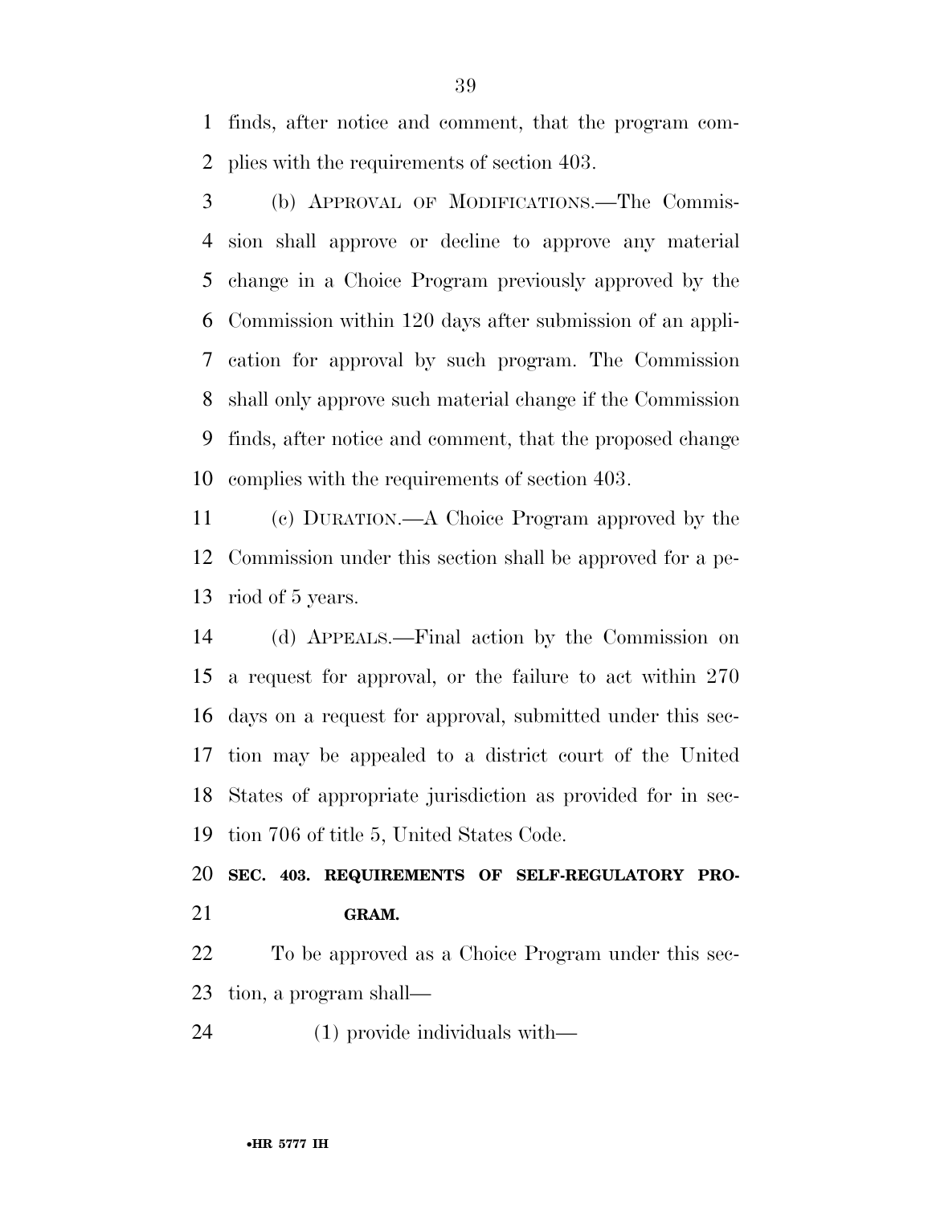finds, after notice and comment, that the program complies with the requirements of section 403.

(b) APPROVAL OF MODIFICATIONS.—The Commission shall approve or decline to approve any material change in a Choice Program previously approved by the Commission within 120 days after submission of an application for approval by such program. The Commission shall only approve such material change if the Commission finds, after notice and comment, that the proposed change complies with the requirements of section 403.

(c) DURATION.—A Choice Program approved by the Commission under this section shall be approved for a period of 5 years.

(d) APPEALS.—Final action by the Commission on a request for approval, or the failure to act within 270 days on a request for approval, submitted under this section may be appealed to a district court of the United States of appropriate jurisdiction as provided for in section 706 of title 5, United States Code.

## SEC. 403. REQUIREMENTS OF SELF-REGULATORY PROGRAM.

To be approved as a Choice Program under this section, a program shall—

(1) provide individuals with—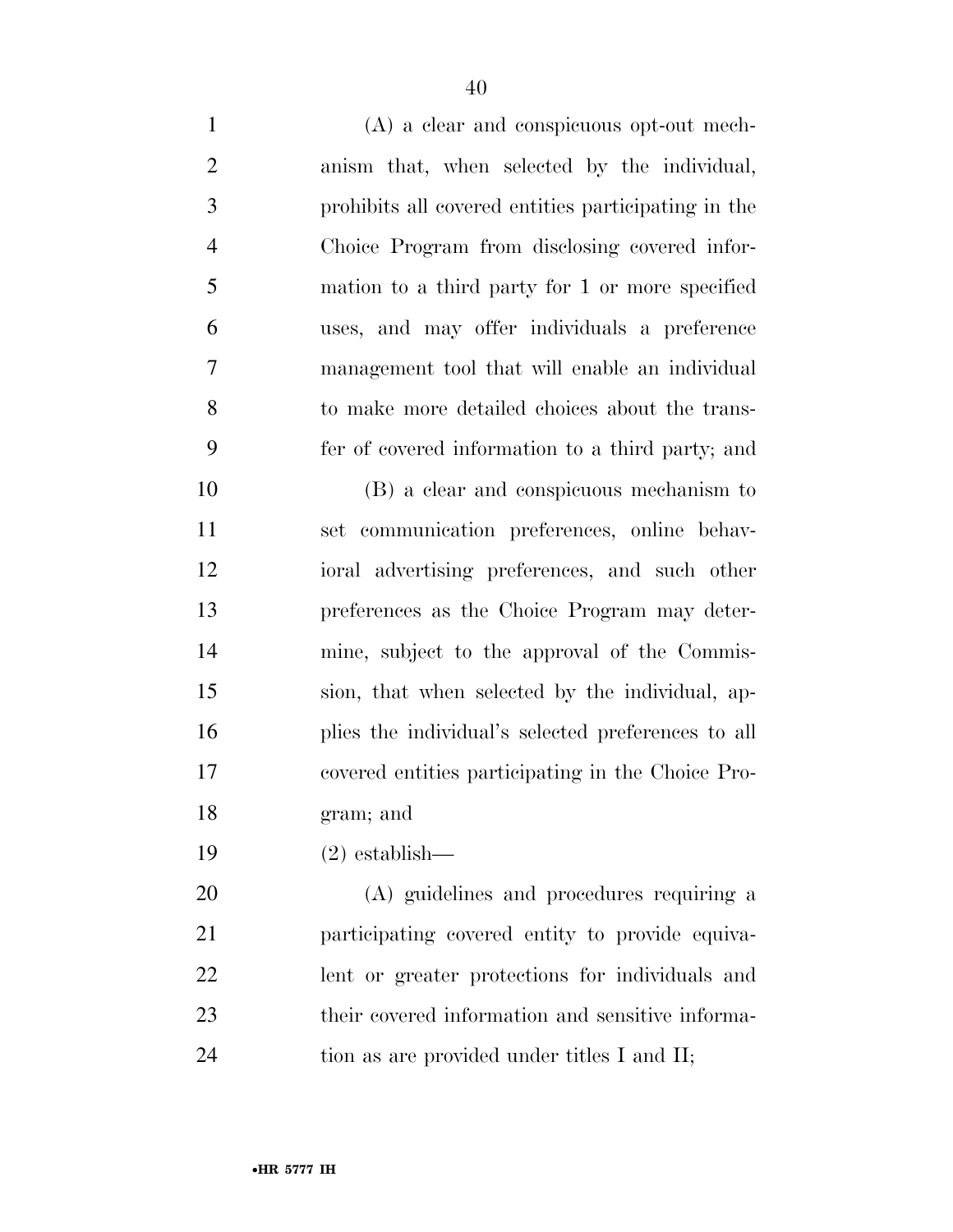(A) a clear and conspicuous opt-out mechanism that, when selected by the individual, prohibits all covered entities participating in the Choice Program from disclosing covered information to a third party for 1 or more specified uses, and may offer individuals a preference management tool that will enable an individual to make more detailed choices about the transfer of covered information to a third party; and

(B) a clear and conspicuous mechanism to set communication preferences, online behavioral advertising preferences, and such other preferences as the Choice Program may determine, subject to the approval of the Commission, that when selected by the individual, applies the individual's selected preferences to all covered entities participating in the Choice Program; and

(2) establish—

(A) guidelines and procedures requiring a participating covered entity to provide equivalent or greater protections for individuals and their covered information and sensitive information as are provided under titles I and II;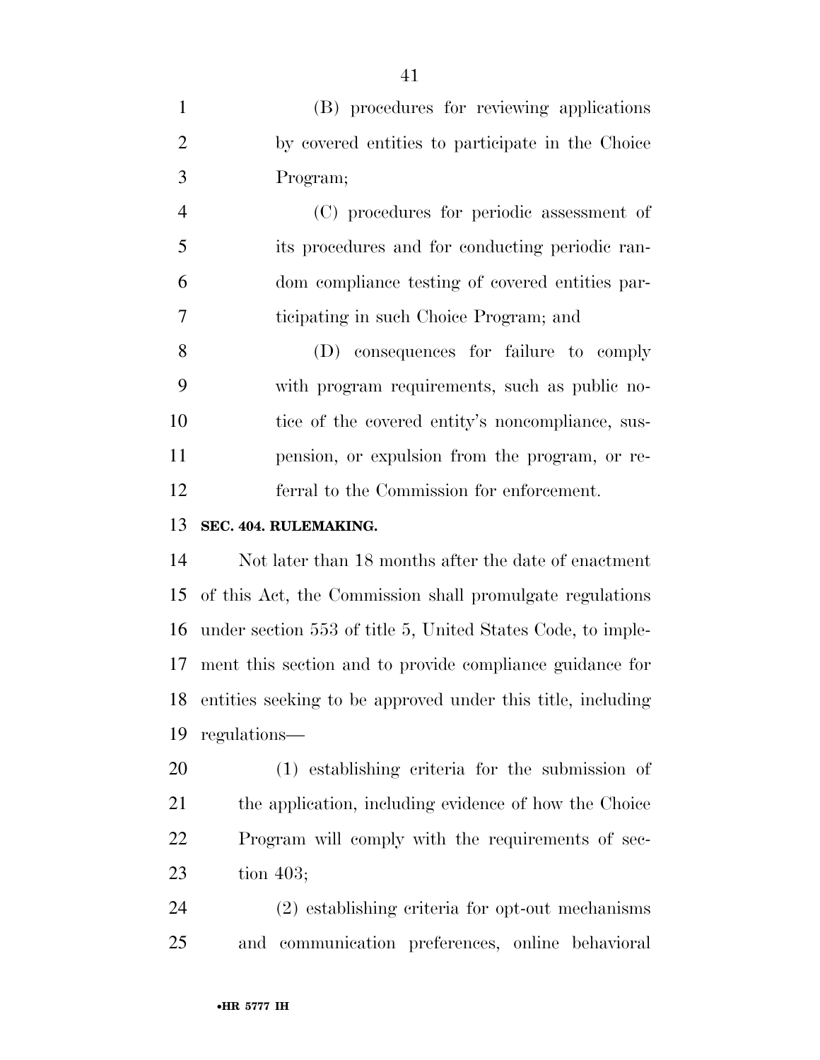(B) procedures for reviewing applications by covered entities to participate in the Choice Program;

(C) procedures for periodic assessment of its procedures and for conducting periodic random compliance testing of covered entities participating in such Choice Program; and

(D) consequences for failure to comply with program requirements, such as public notice of the covered entity's noncompliance, suspension, or expulsion from the program, or referral to the Commission for enforcement.

**SEC. 404. RULEMAKING.**

Not later than 18 months after the date of enactment of this Act, the Commission shall promulgate regulations under section 553 of title 5, United States Code, to implement this section and to provide compliance guidance for entities seeking to be approved under this title, including regulations—

(1) establishing criteria for the submission of the application, including evidence of how the Choice Program will comply with the requirements of section 403;

(2) establishing criteria for opt-out mechanisms and communication preferences, online behavioral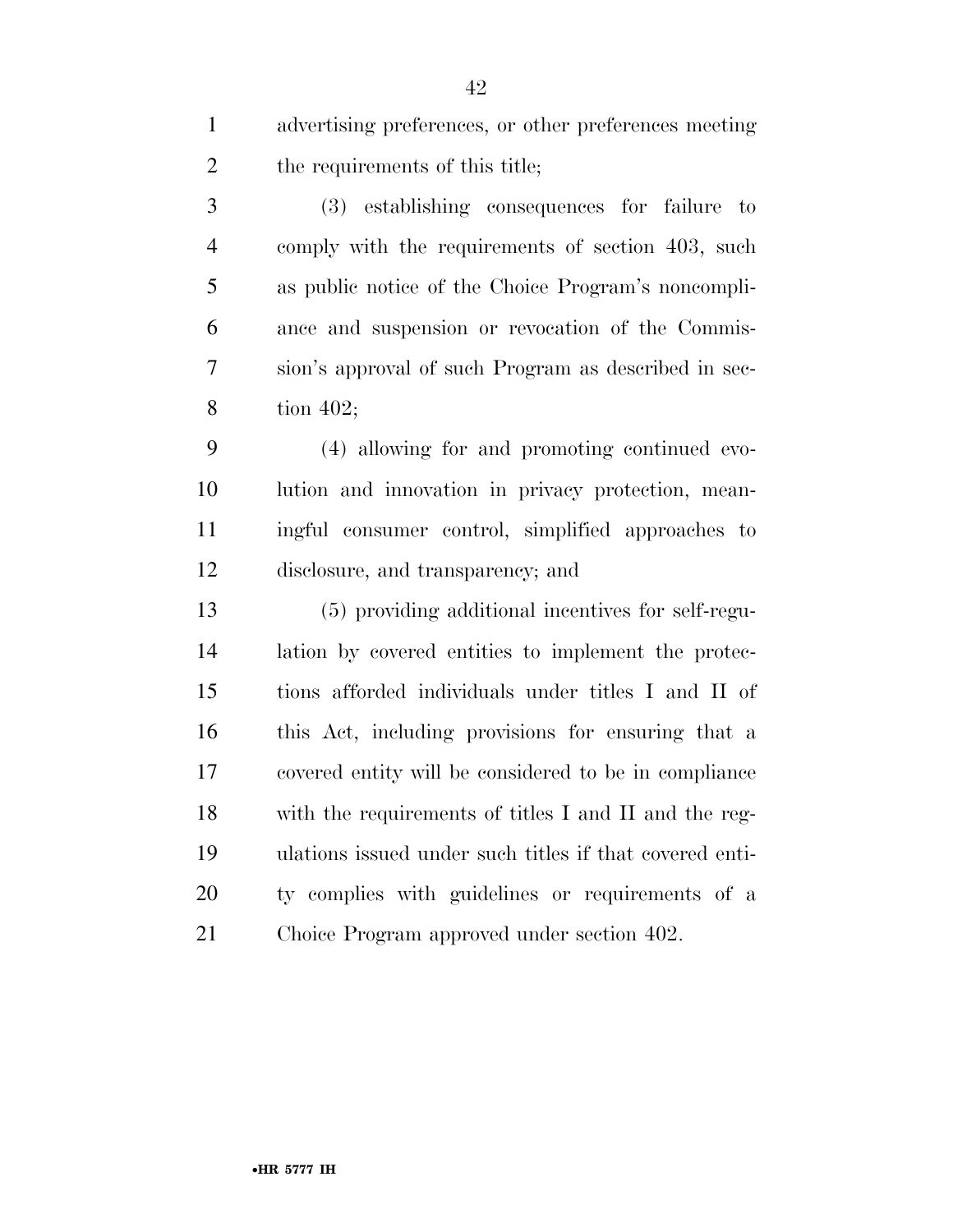advertising preferences, or other preferences meeting the requirements of this title;

(3) establishing consequences for failure to comply with the requirements of section 403, such as public notice of the Choice Program's noncompliance and suspension or revocation of the Commission's approval of such Program as described in section 402;

(4) allowing for and promoting continued evolution and innovation in privacy protection, meaningful consumer control, simplified approaches to disclosure, and transparency; and

(5) providing additional incentives for self-regulation by covered entities to implement the protections afforded individuals under titles I and II of this Act, including provisions for ensuring that a covered entity will be considered to be in compliance with the requirements of titles I and II and the regulations issued under such titles if that covered entity complies with guidelines or requirements of a Choice Program approved under section 402.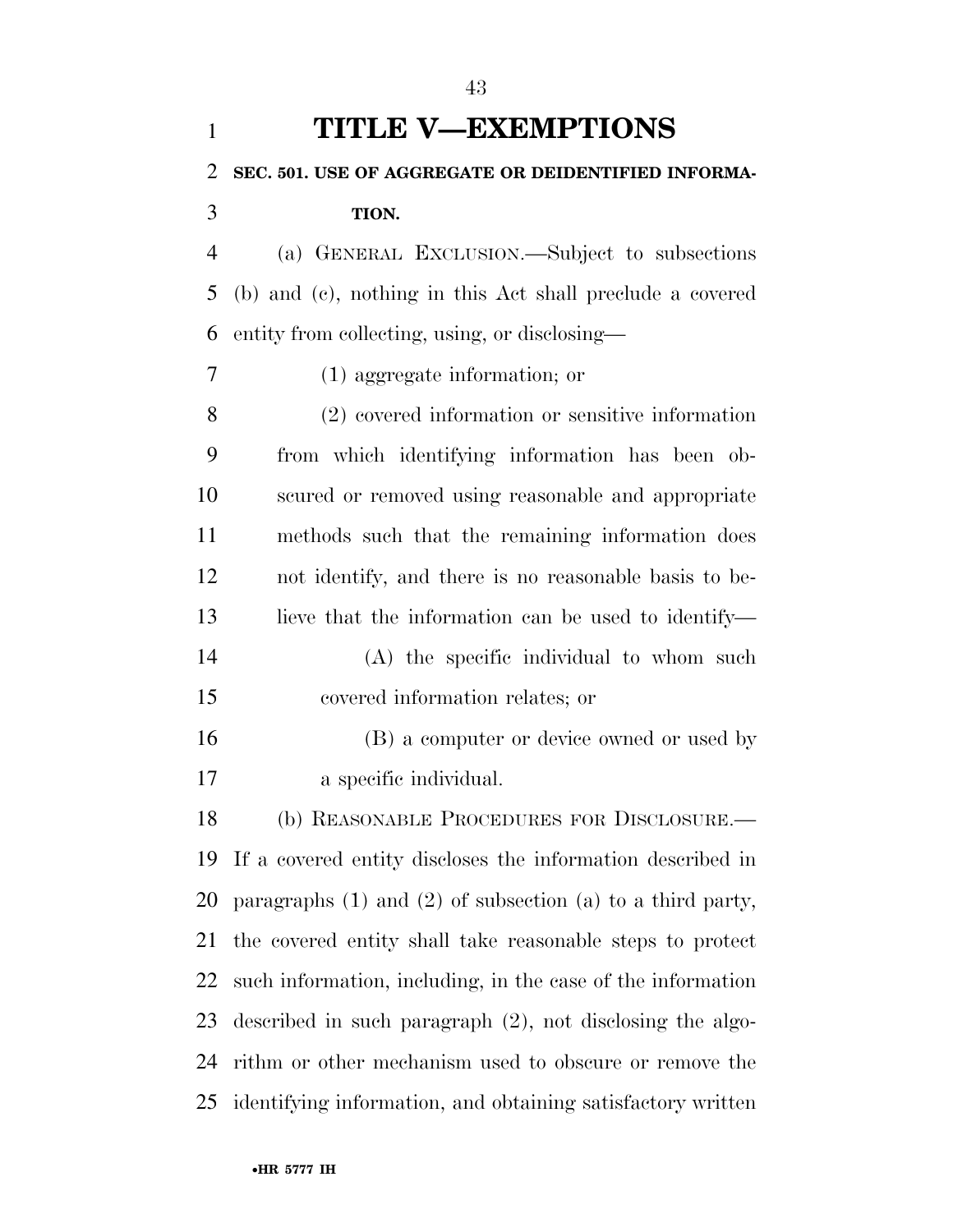# TITLE V—EXEMPTIONS

**SEC. 501. USE OF AGGREGATE OR DEIDENTIFIED INFORMATION.**

(a) GENERAL EXCLUSION.—Subject to subsections (b) and (c), nothing in this Act shall preclude a covered entity from collecting, using, or disclosing—

(1) aggregate information; or

(2) covered information or sensitive information from which identifying information has been obscured or removed using reasonable and appropriate methods such that the remaining information does not identify, and there is no reasonable basis to believe that the information can be used to identify—

(A) the specific individual to whom such covered information relates; or

(B) a computer or device owned or used by a specific individual.

(b) REASONABLE PROCEDURES FOR DISCLOSURE.—If a covered entity discloses the information described in paragraphs (1) and (2) of subsection (a) to a third party, the covered entity shall take reasonable steps to protect such information, including, in the case of the information described in such paragraph (2), not disclosing the algorithm or other mechanism used to obscure or remove the identifying information, and obtaining satisfactory written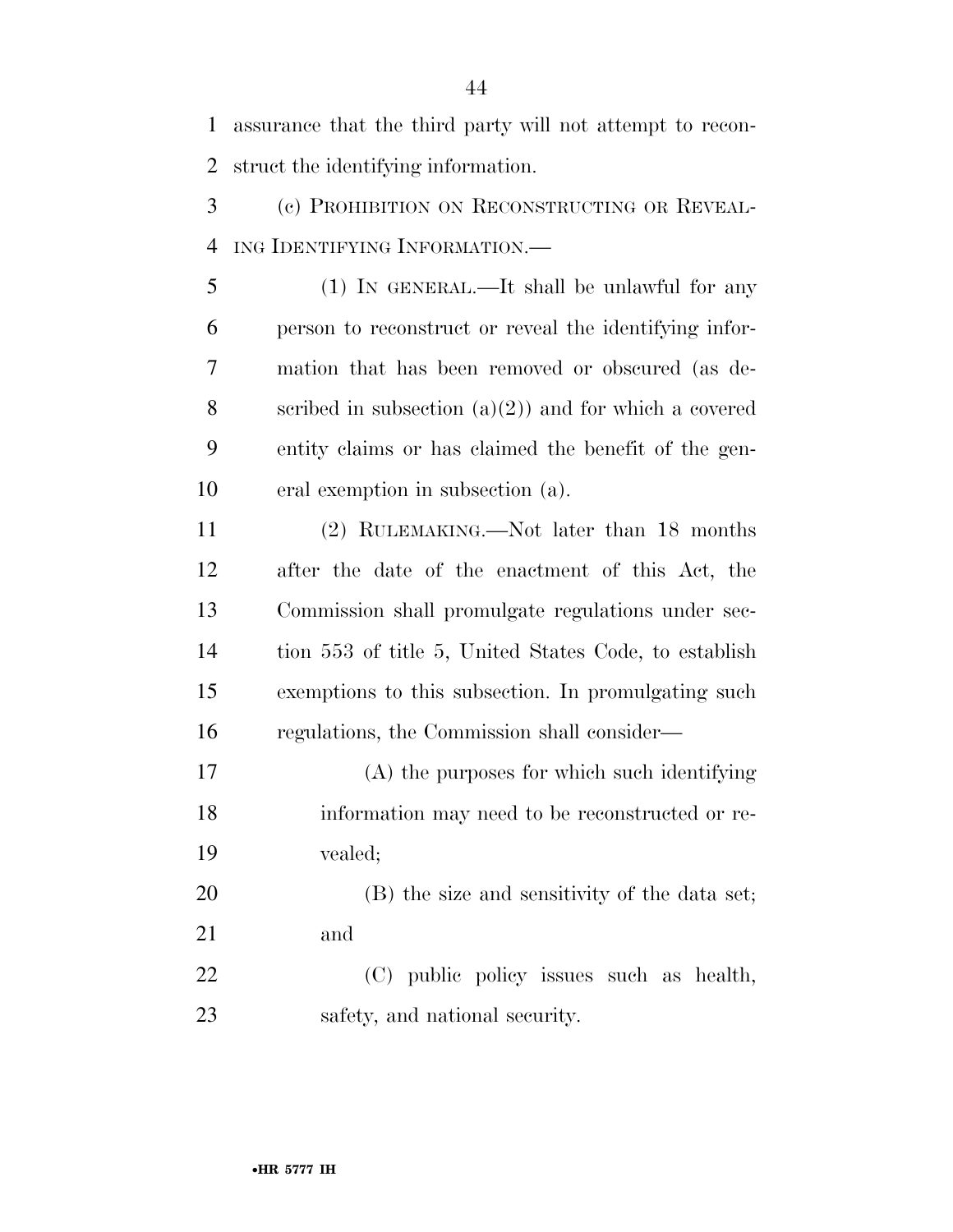assurance that the third party will not attempt to reconstruct the identifying information.

(c) PROHIBITION ON RECONSTRUCTING OR REVEALING IDENTIFYING INFORMATION.—

(1) IN GENERAL.—It shall be unlawful for any person to reconstruct or reveal the identifying information that has been removed or obscured (as described in subsection (a)(2)) and for which a covered entity claims or has claimed the benefit of the general exemption in subsection (a).

(2) RULEMAKING.—Not later than 18 months after the date of the enactment of this Act, the Commission shall promulgate regulations under section 553 of title 5, United States Code, to establish exemptions to this subsection. In promulgating such regulations, the Commission shall consider—

(A) the purposes for which such identifying information may need to be reconstructed or revealed;

(B) the size and sensitivity of the data set; and

(C) public policy issues such as health, safety, and national security.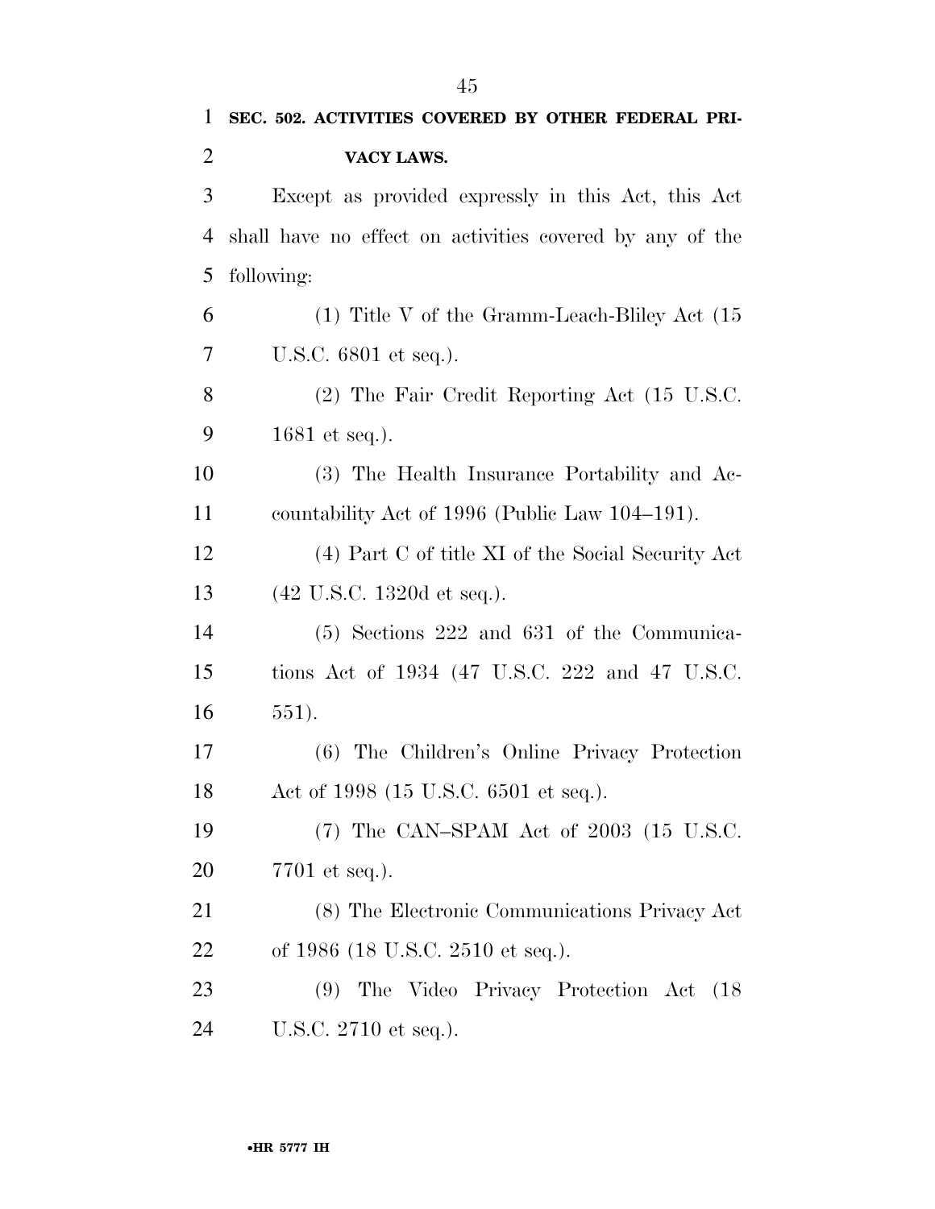**SEC. 502. ACTIVITIES COVERED BY OTHER FEDERAL PRIVACY LAWS.**

Except as provided expressly in this Act, this Act shall have no effect on activities covered by any of the following:

(1) Title V of the Gramm-Leach-Bliley Act (15 U.S.C. 6801 et seq.).

(2) The Fair Credit Reporting Act (15 U.S.C. 1681 et seq.).

(3) The Health Insurance Portability and Accountability Act of 1996 (Public Law 104–191).

(4) Part C of title XI of the Social Security Act (42 U.S.C. 1320d et seq.).

(5) Sections 222 and 631 of the Communications Act of 1934 (47 U.S.C. 222 and 47 U.S.C. 551).

(6) The Children's Online Privacy Protection Act of 1998 (15 U.S.C. 6501 et seq.).

(7) The CAN–SPAM Act of 2003 (15 U.S.C. 7701 et seq.).

(8) The Electronic Communications Privacy Act of 1986 (18 U.S.C. 2510 et seq.).

(9) The Video Privacy Protection Act (18 U.S.C. 2710 et seq.).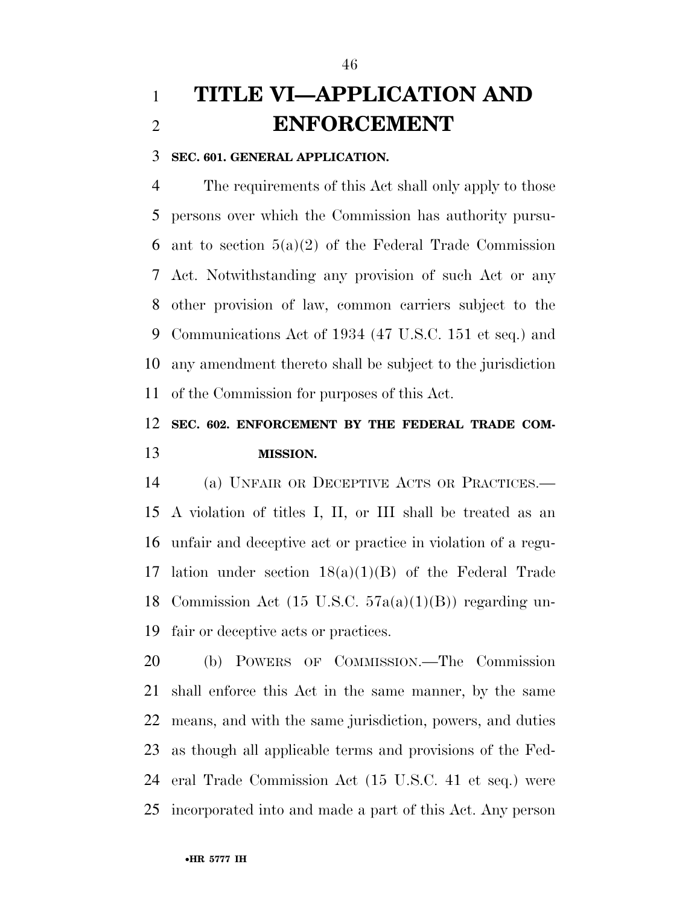# TITLE VI—APPLICATION AND ENFORCEMENT

### SEC. 601. GENERAL APPLICATION.

The requirements of this Act shall only apply to those persons over which the Commission has authority pursuant to section 5(a)(2) of the Federal Trade Commission Act. Notwithstanding any provision of such Act or any other provision of law, common carriers subject to the Communications Act of 1934 (47 U.S.C. 151 et seq.) and any amendment thereto shall be subject to the jurisdiction of the Commission for purposes of this Act.

### SEC. 602. ENFORCEMENT BY THE FEDERAL TRADE COMMISSION.

(a) UNFAIR OR DECEPTIVE ACTS OR PRACTICES.—A violation of titles I, II, or III shall be treated as an unfair and deceptive act or practice in violation of a regulation under section 18(a)(1)(B) of the Federal Trade Commission Act (15 U.S.C. 57a(a)(1)(B)) regarding unfair or deceptive acts or practices.

(b) POWERS OF COMMISSION.—The Commission shall enforce this Act in the same manner, by the same means, and with the same jurisdiction, powers, and duties as though all applicable terms and provisions of the Federal Trade Commission Act (15 U.S.C. 41 et seq.) were incorporated into and made a part of this Act. Any person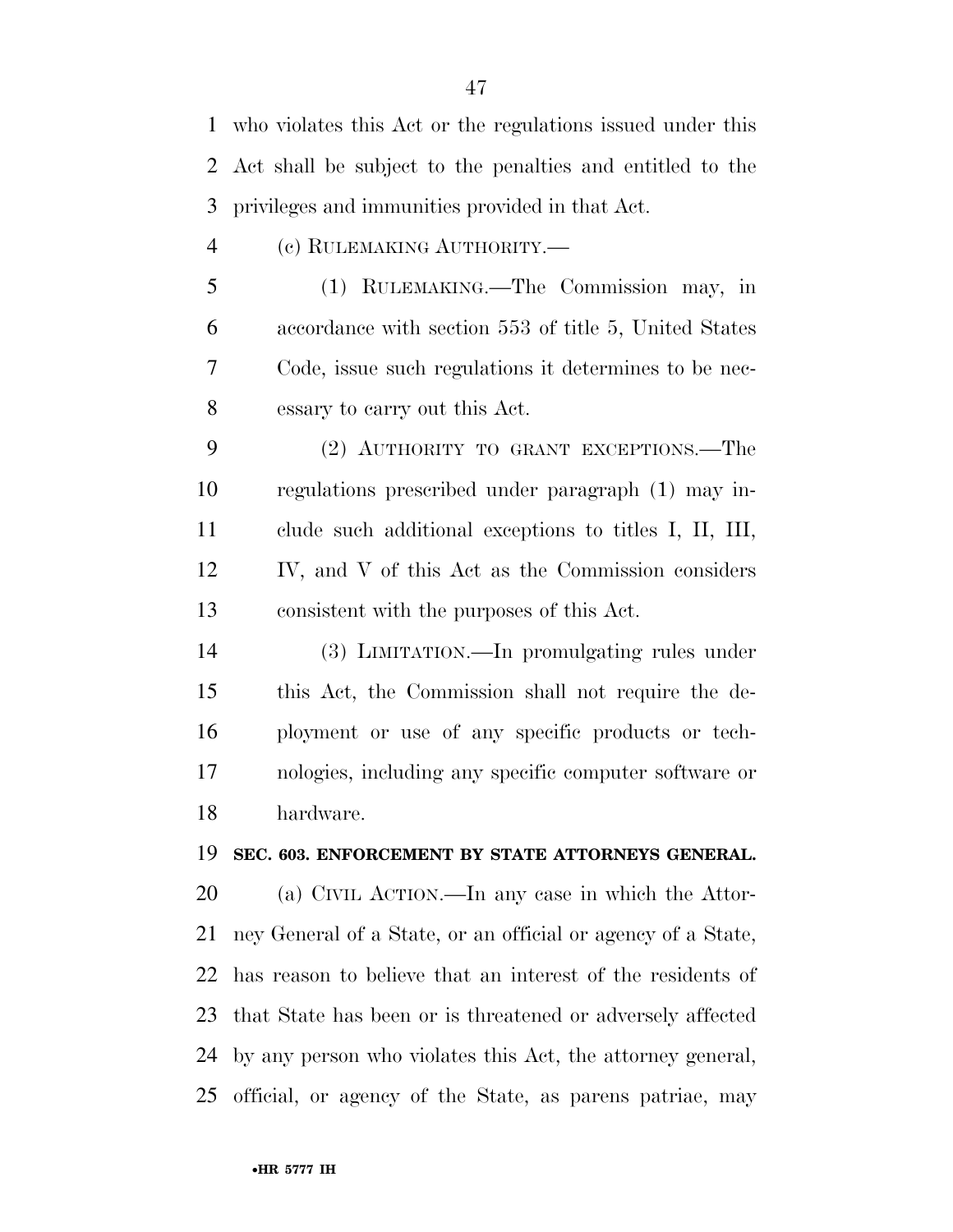who violates this Act or the regulations issued under this Act shall be subject to the penalties and entitled to the privileges and immunities provided in that Act.

(c) RULEMAKING AUTHORITY.—

(1) RULEMAKING.—The Commission may, in accordance with section 553 of title 5, United States Code, issue such regulations it determines to be necessary to carry out this Act.

(2) AUTHORITY TO GRANT EXCEPTIONS.—The regulations prescribed under paragraph (1) may include such additional exceptions to titles I, II, III, IV, and V of this Act as the Commission considers consistent with the purposes of this Act.

(3) LIMITATION.—In promulgating rules under this Act, the Commission shall not require the deployment or use of any specific products or technologies, including any specific computer software or hardware.

**SEC. 603. ENFORCEMENT BY STATE ATTORNEYS GENERAL.**

(a) CIVIL ACTION.—In any case in which the Attorney General of a State, or an official or agency of a State, has reason to believe that an interest of the residents of that State has been or is threatened or adversely affected by any person who violates this Act, the attorney general, official, or agency of the State, as parens patriae, may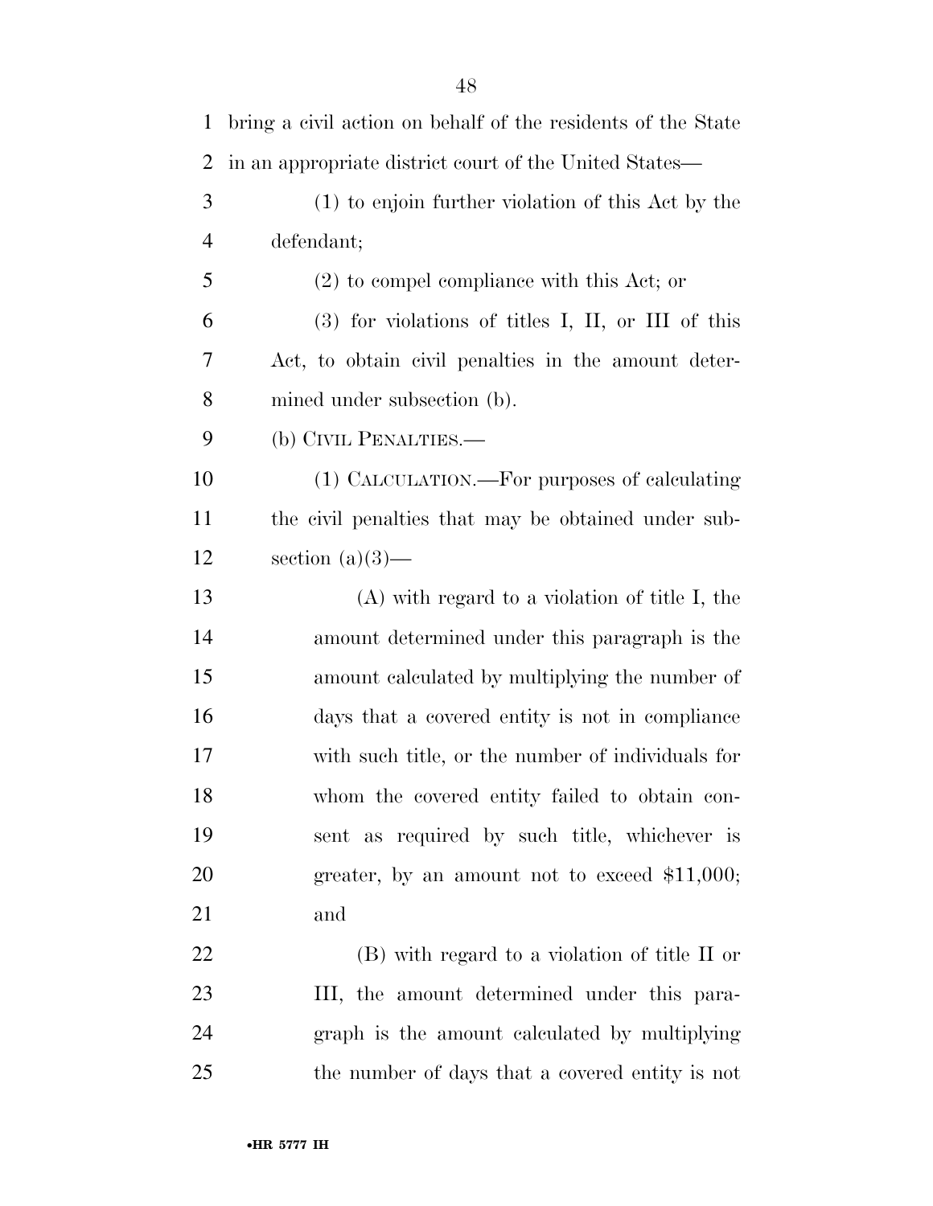bring a civil action on behalf of the residents of the State in an appropriate district court of the United States—

(1) to enjoin further violation of this Act by the defendant;

(2) to compel compliance with this Act; or

(3) for violations of titles I, II, or III of this Act, to obtain civil penalties in the amount determined under subsection (b).

(b) CIVIL PENALTIES.—

(1) CALCULATION.—For purposes of calculating the civil penalties that may be obtained under subsection (a)(3)—

(A) with regard to a violation of title I, the amount determined under this paragraph is the amount calculated by multiplying the number of days that a covered entity is not in compliance with such title, or the number of individuals for whom the covered entity failed to obtain consent as required by such title, whichever is greater, by an amount not to exceed $11,000; and

(B) with regard to a violation of title II or III, the amount determined under this paragraph is the amount calculated by multiplying the number of days that a covered entity is not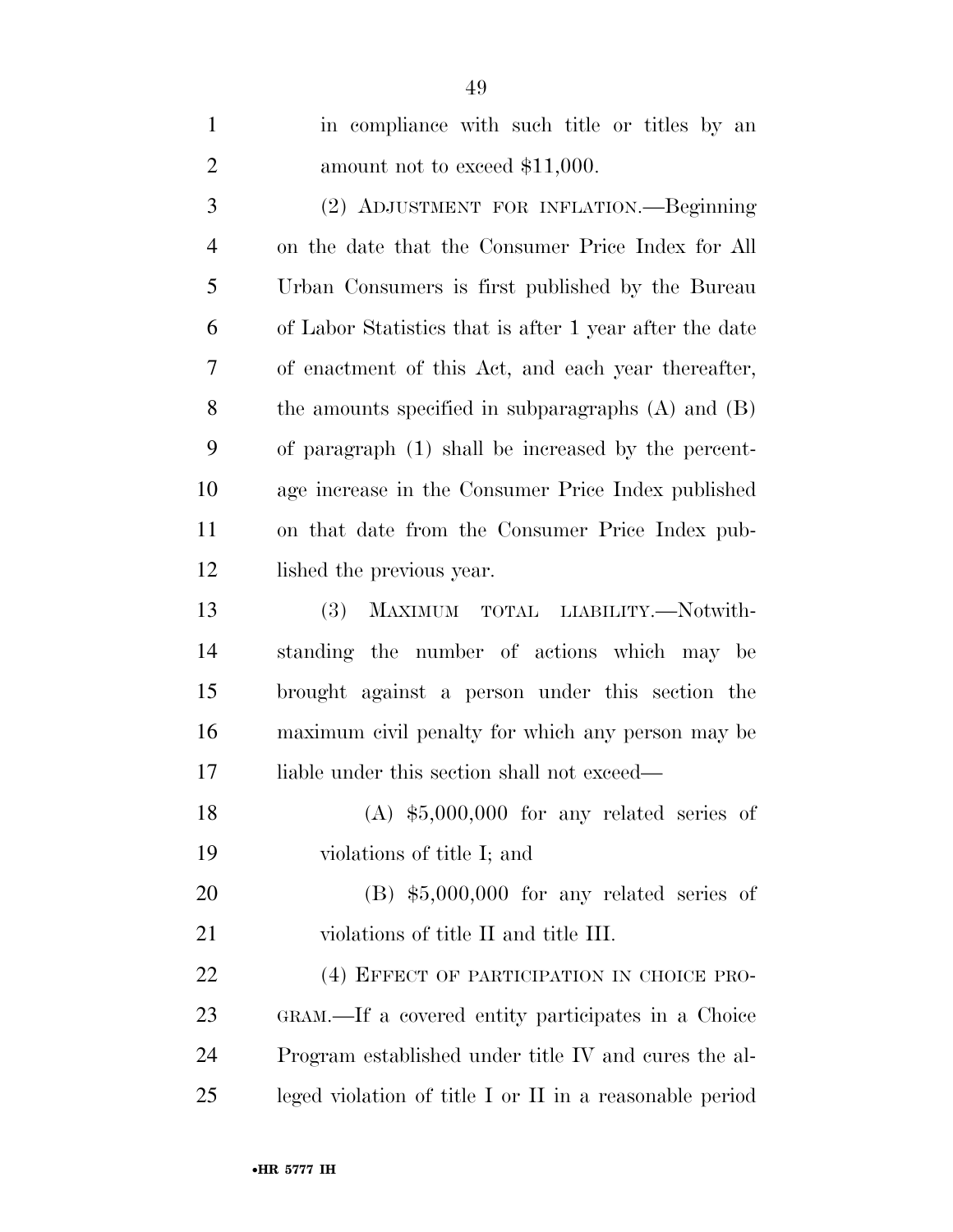in compliance with such title or titles by an amount not to exceed $11,000.

(2) ADJUSTMENT FOR INFLATION.—Beginning on the date that the Consumer Price Index for All Urban Consumers is first published by the Bureau of Labor Statistics that is after 1 year after the date of enactment of this Act, and each year thereafter, the amounts specified in subparagraphs (A) and (B) of paragraph (1) shall be increased by the percentage increase in the Consumer Price Index published on that date from the Consumer Price Index published the previous year.

(3) MAXIMUM TOTAL LIABILITY.—Notwithstanding the number of actions which may be brought against a person under this section the maximum civil penalty for which any person may be liable under this section shall not exceed—

(A) $5,000,000 for any related series of violations of title I; and

(B) $5,000,000 for any related series of violations of title II and title III.

(4) EFFECT OF PARTICIPATION IN CHOICE PROGRAM.—If a covered entity participates in a Choice Program established under title IV and cures the alleged violation of title I or II in a reasonable period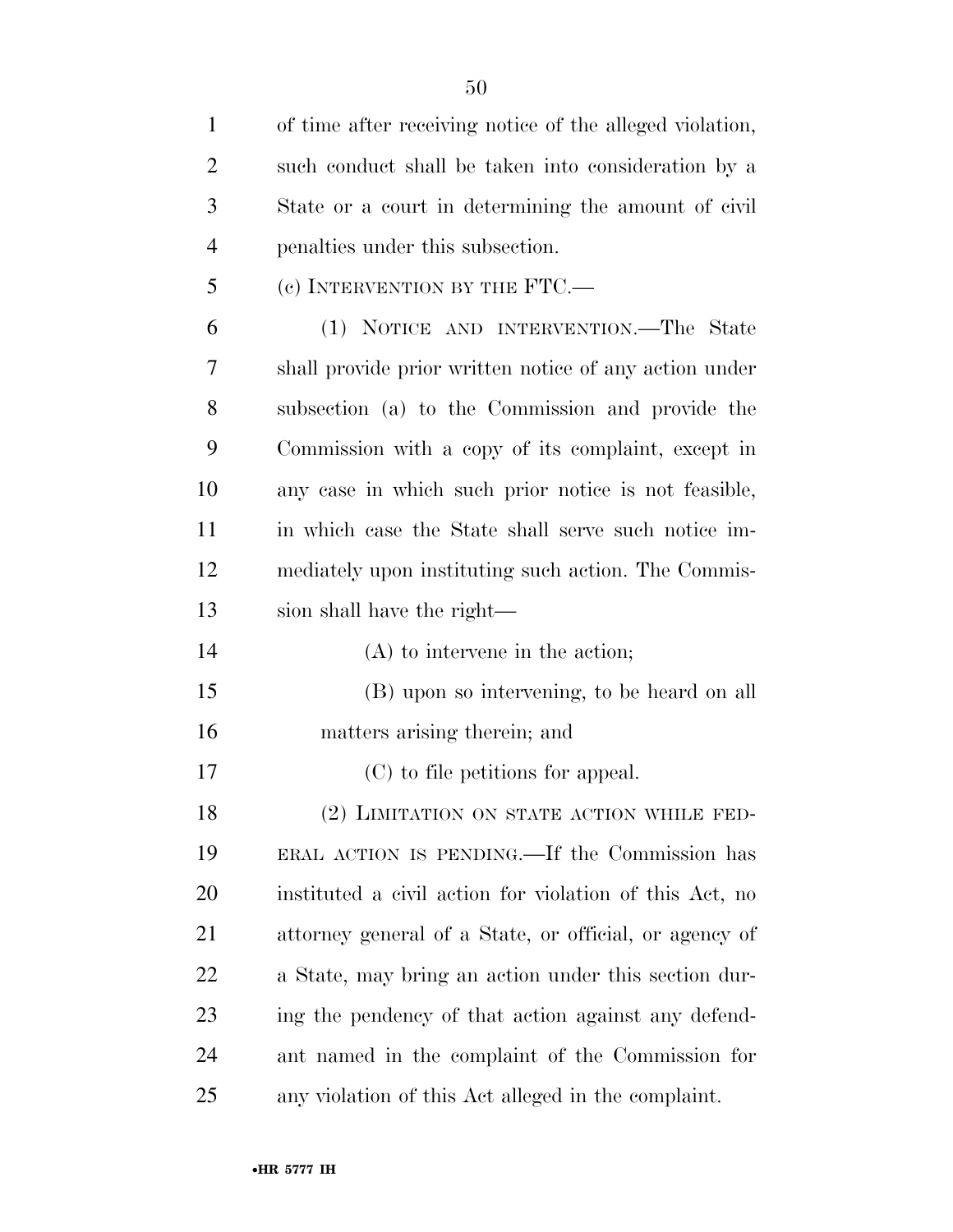of time after receiving notice of the alleged violation, such conduct shall be taken into consideration by a State or a court in determining the amount of civil penalties under this subsection.

(c) INTERVENTION BY THE FTC.—

(1) NOTICE AND INTERVENTION.—The State shall provide prior written notice of any action under subsection (a) to the Commission and provide the Commission with a copy of its complaint, except in any case in which such prior notice is not feasible, in which case the State shall serve such notice immediately upon instituting such action. The Commission shall have the right—

(A) to intervene in the action;

(B) upon so intervening, to be heard on all matters arising therein; and

(C) to file petitions for appeal.

(2) LIMITATION ON STATE ACTION WHILE FEDERAL ACTION IS PENDING.—If the Commission has instituted a civil action for violation of this Act, no attorney general of a State, or official, or agency of a State, may bring an action under this section during the pendency of that action against any defendant named in the complaint of the Commission for any violation of this Act alleged in the complaint.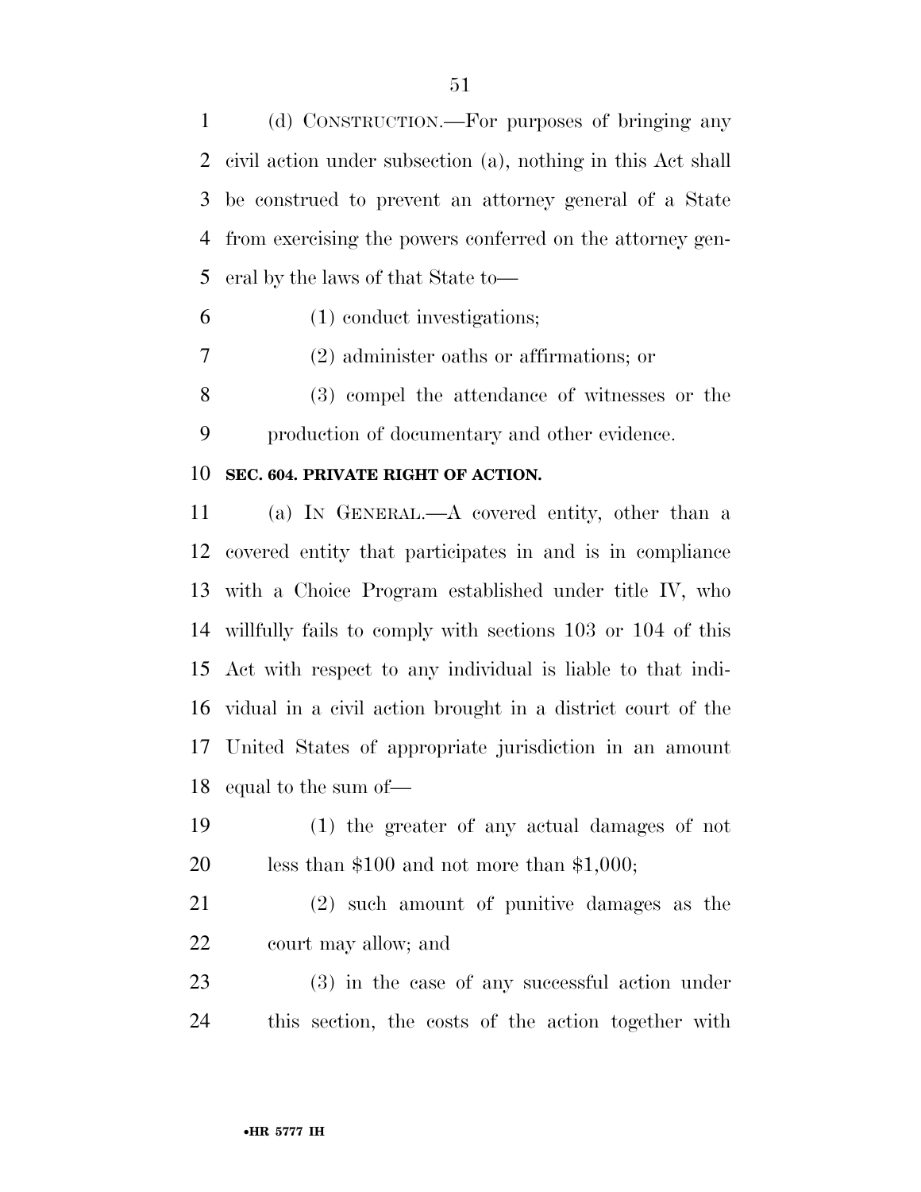(d) CONSTRUCTION.—For purposes of bringing any civil action under subsection (a), nothing in this Act shall be construed to prevent an attorney general of a State from exercising the powers conferred on the attorney general by the laws of that State to—

(1) conduct investigations;

(2) administer oaths or affirmations; or

(3) compel the attendance of witnesses or the production of documentary and other evidence.

**SEC. 604. PRIVATE RIGHT OF ACTION.**

(a) IN GENERAL.—A covered entity, other than a covered entity that participates in and is in compliance with a Choice Program established under title IV, who willfully fails to comply with sections 103 or 104 of this Act with respect to any individual is liable to that individual in a civil action brought in a district court of the United States of appropriate jurisdiction in an amount equal to the sum of—

(1) the greater of any actual damages of not less than $100 and not more than $1,000;

(2) such amount of punitive damages as the court may allow; and

(3) in the case of any successful action under this section, the costs of the action together with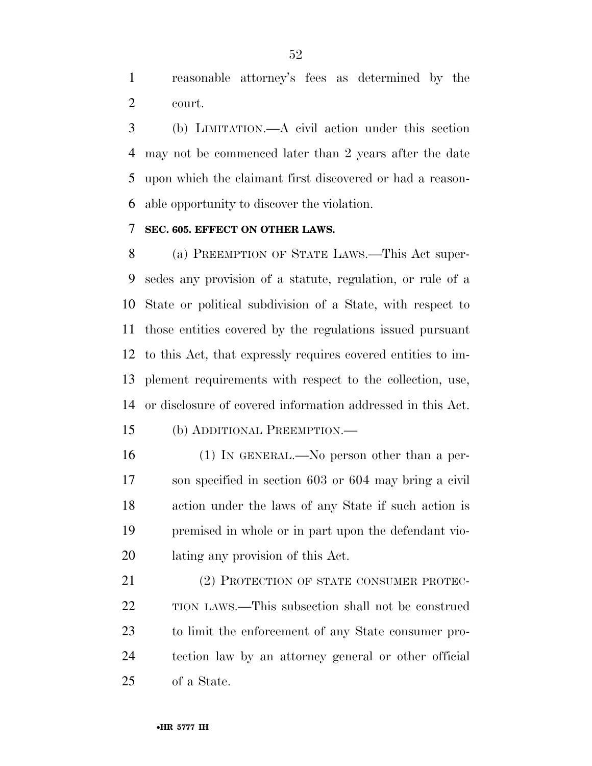reasonable attorney's fees as determined by the court.

(b) LIMITATION.—A civil action under this section may not be commenced later than 2 years after the date upon which the claimant first discovered or had a reasonable opportunity to discover the violation.

**SEC. 605. EFFECT ON OTHER LAWS.**

(a) PREEMPTION OF STATE LAWS.—This Act supersedes any provision of a statute, regulation, or rule of a State or political subdivision of a State, with respect to those entities covered by the regulations issued pursuant to this Act, that expressly requires covered entities to implement requirements with respect to the collection, use, or disclosure of covered information addressed in this Act.

(b) ADDITIONAL PREEMPTION.—

(1) IN GENERAL.—No person other than a person specified in section 603 or 604 may bring a civil action under the laws of any State if such action is premised in whole or in part upon the defendant violating any provision of this Act.

(2) PROTECTION OF STATE CONSUMER PROTECTION LAWS.—This subsection shall not be construed to limit the enforcement of any State consumer protection law by an attorney general or other official of a State.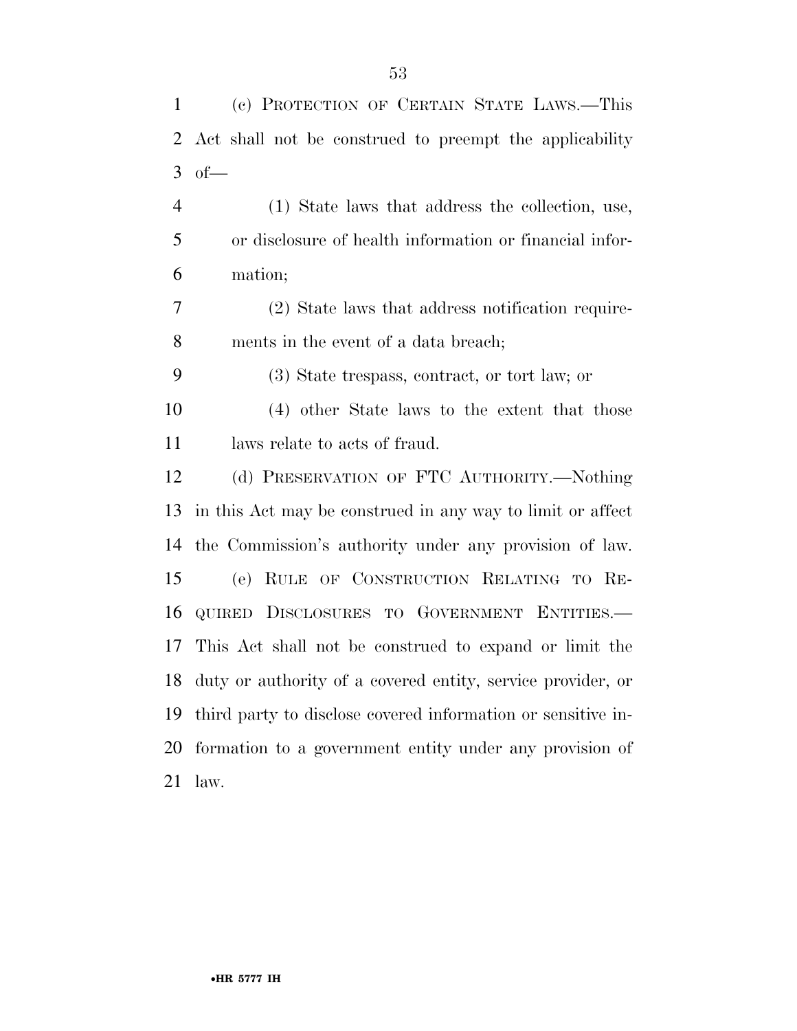(c) PROTECTION OF CERTAIN STATE LAWS.—This Act shall not be construed to preempt the applicability of—

(1) State laws that address the collection, use, or disclosure of health information or financial information;

(2) State laws that address notification requirements in the event of a data breach;

(3) State trespass, contract, or tort law; or

(4) other State laws to the extent that those laws relate to acts of fraud.

(d) PRESERVATION OF FTC AUTHORITY.—Nothing in this Act may be construed in any way to limit or affect the Commission's authority under any provision of law.

(e) RULE OF CONSTRUCTION RELATING TO REQUIRED DISCLOSURES TO GOVERNMENT ENTITIES.—This Act shall not be construed to expand or limit the duty or authority of a covered entity, service provider, or third party to disclose covered information or sensitive information to a government entity under any provision of law.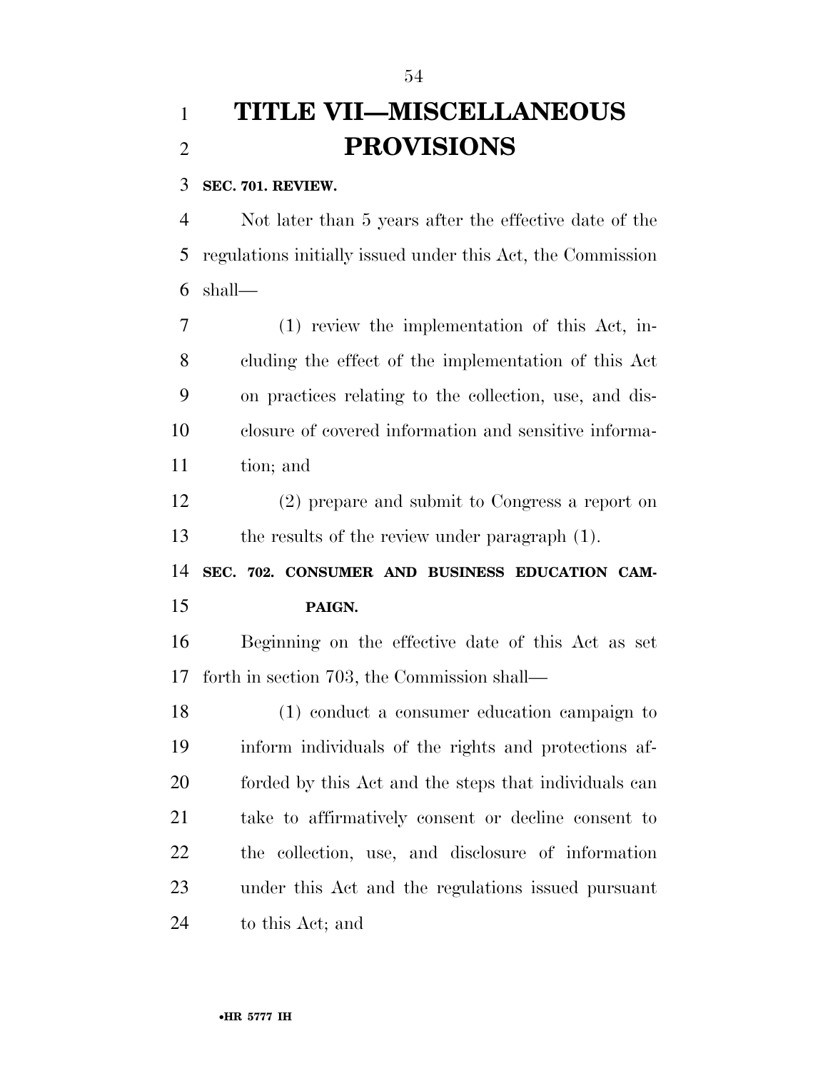# TITLE VII—MISCELLANEOUS PROVISIONS

**SEC. 701. REVIEW.**

Not later than 5 years after the effective date of the regulations initially issued under this Act, the Commission shall—

(1) review the implementation of this Act, including the effect of the implementation of this Act on practices relating to the collection, use, and disclosure of covered information and sensitive information; and

(2) prepare and submit to Congress a report on the results of the review under paragraph (1).

**SEC. 702. CONSUMER AND BUSINESS EDUCATION CAMPAIGN.**

Beginning on the effective date of this Act as set forth in section 703, the Commission shall—

(1) conduct a consumer education campaign to inform individuals of the rights and protections afforded by this Act and the steps that individuals can take to affirmatively consent or decline consent to the collection, use, and disclosure of information under this Act and the regulations issued pursuant to this Act; and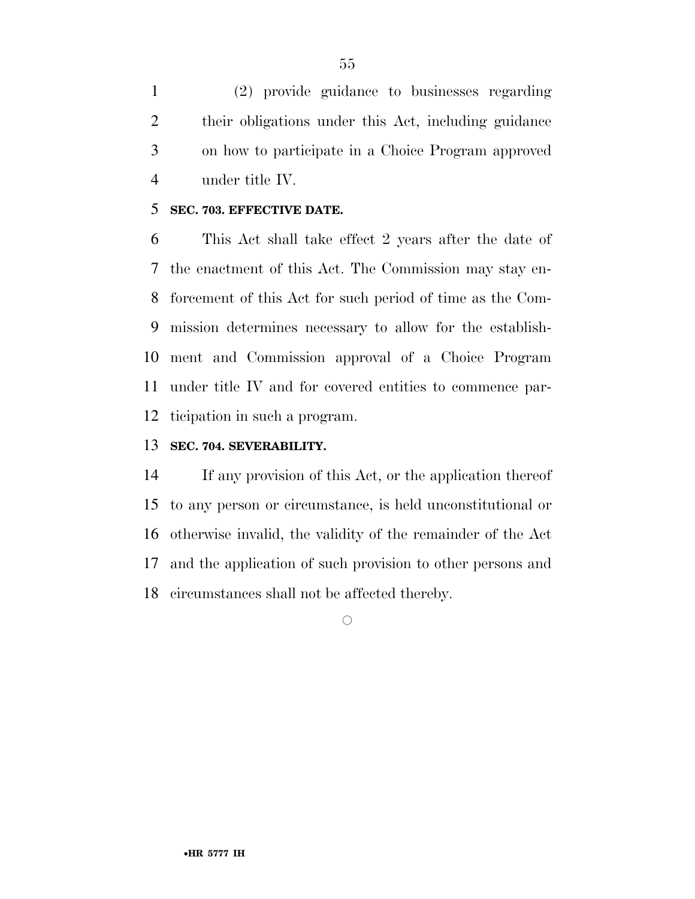(2) provide guidance to businesses regarding their obligations under this Act, including guidance on how to participate in a Choice Program approved under title IV.

**SEC. 703. EFFECTIVE DATE.**

This Act shall take effect 2 years after the date of the enactment of this Act. The Commission may stay enforcement of this Act for such period of time as the Commission determines necessary to allow for the establishment and Commission approval of a Choice Program under title IV and for covered entities to commence participation in such a program.

**SEC. 704. SEVERABILITY.**

If any provision of this Act, or the application thereof to any person or circumstance, is held unconstitutional or otherwise invalid, the validity of the remainder of the Act and the application of such provision to other persons and circumstances shall not be affected thereby.

○